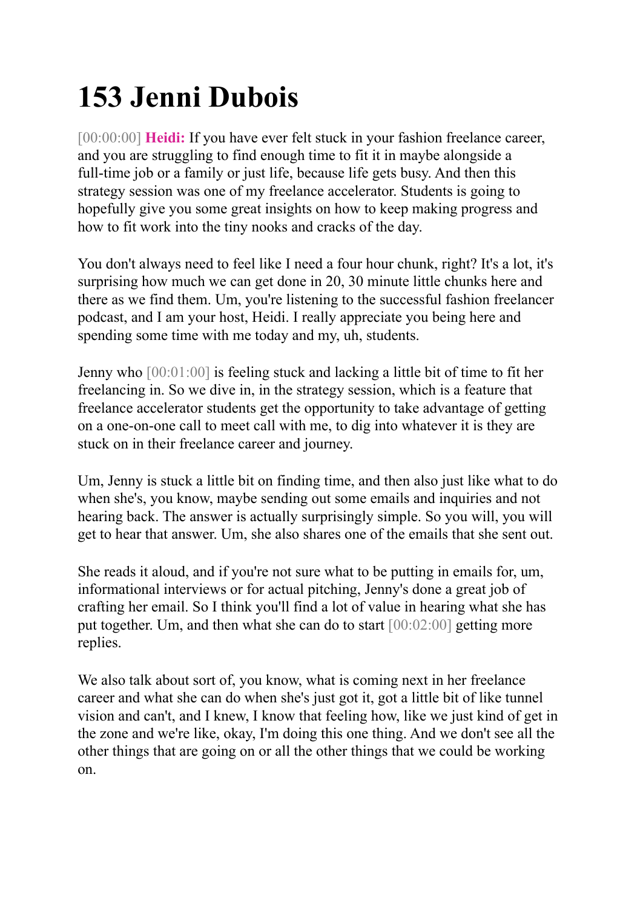# 153 Jenni Dubois

[00:00:00] **Heidi:** If you have ever felt stuck in your fashion freelance career, and you are struggling to find enough time to fit it in maybe alongside a full-time job or a family or just life, because life gets busy. And then this strategy session was one of my freelance accelerator. Students is going to hopefully give you some great insights on how to keep making progress and how to fit work into the tiny nooks and cracks of the day.

You don't always need to feel like I need a four hour chunk, right? It's a lot, it's surprising how much we can get done in 20, 30 minute little chunks here and there as we find them. Um, you're listening to the successful fashion freelancer podcast, and I am your host, Heidi. I really appreciate you being here and spending some time with me today and my, uh, students.

Jenny who [00:01:00] is feeling stuck and lacking a little bit of time to fit her freelancing in. So we dive in, in the strategy session, which is a feature that freelance accelerator students get the opportunity to take advantage of getting on a one-on-one call to meet call with me, to dig into whatever it is they are stuck on in their freelance career and journey.

Um, Jenny is stuck a little bit on finding time, and then also just like what to do when she's, you know, maybe sending out some emails and inquiries and not hearing back. The answer is actually surprisingly simple. So you will, you will get to hear that answer. Um, she also shares one of the emails that she sent out.

She reads it aloud, and if you're not sure what to be putting in emails for, um, informational interviews or for actual pitching, Jenny's done a great job of crafting her email. So I think you'll find a lot of value in hearing what she has put together. Um, and then what she can do to start [00:02:00] getting more replies.

We also talk about sort of, you know, what is coming next in her freelance career and what she can do when she's just got it, got a little bit of like tunnel vision and can't, and I knew, I know that feeling how, like we just kind of get in the zone and we're like, okay, I'm doing this one thing. And we don't see all the other things that are going on or all the other things that we could be working on.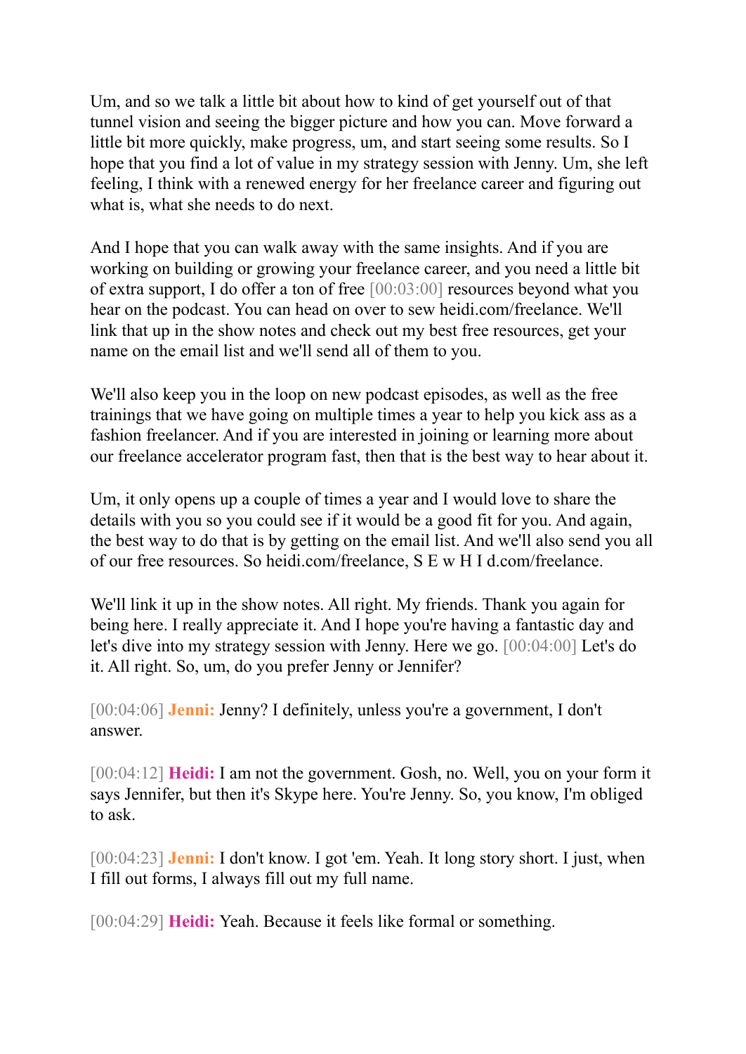Um, and so we talk a little bit about how to kind of get yourself out of that tunnel vision and seeing the bigger picture and how you can. Move forward a little bit more quickly, make progress, um, and start seeing some results. So I hope that you find a lot of value in my strategy session with Jenny. Um, she left feeling, I think with a renewed energy for her freelance career and figuring out what is, what she needs to do next.

And I hope that you can walk away with the same insights. And if you are working on building or growing your freelance career, and you need a little bit of extra support, I do offer a ton of free [00:03:00] resources beyond what you hear on the podcast. You can head on over to sew heidi.com/freelance. We'll link that up in the show notes and check out my best free resources, get your name on the email list and we'll send all of them to you.

We'll also keep you in the loop on new podcast episodes, as well as the free trainings that we have going on multiple times a year to help you kick ass as a fashion freelancer. And if you are interested in joining or learning more about our freelance accelerator program fast, then that is the best way to hear about it.

Um, it only opens up a couple of times a year and I would love to share the details with you so you could see if it would be a good fit for you. And again, the best way to do that is by getting on the email list. And we'll also send you all of our free resources. So heidi.com/freelance, S E w H I d.com/freelance.

We'll link it up in the show notes. All right. My friends. Thank you again for being here. I really appreciate it. And I hope you're having a fantastic day and let's dive into my strategy session with Jenny. Here we go. [00:04:00] Let's do it. All right. So, um, do you prefer Jenny or Jennifer?

[00:04:06] **Jenni:** Jenny? I definitely, unless you're a government, I don't answer.

[00:04:12] **Heidi:** I am not the government. Gosh, no. Well, you on your form it says Jennifer, but then it's Skype here. You're Jenny. So, you know, I'm obliged to ask.

[00:04:23] **Jenni:** I don't know. I got 'em. Yeah. It long story short. I just, when I fill out forms, I always fill out my full name.

[00:04:29] **Heidi:** Yeah. Because it feels like formal or something.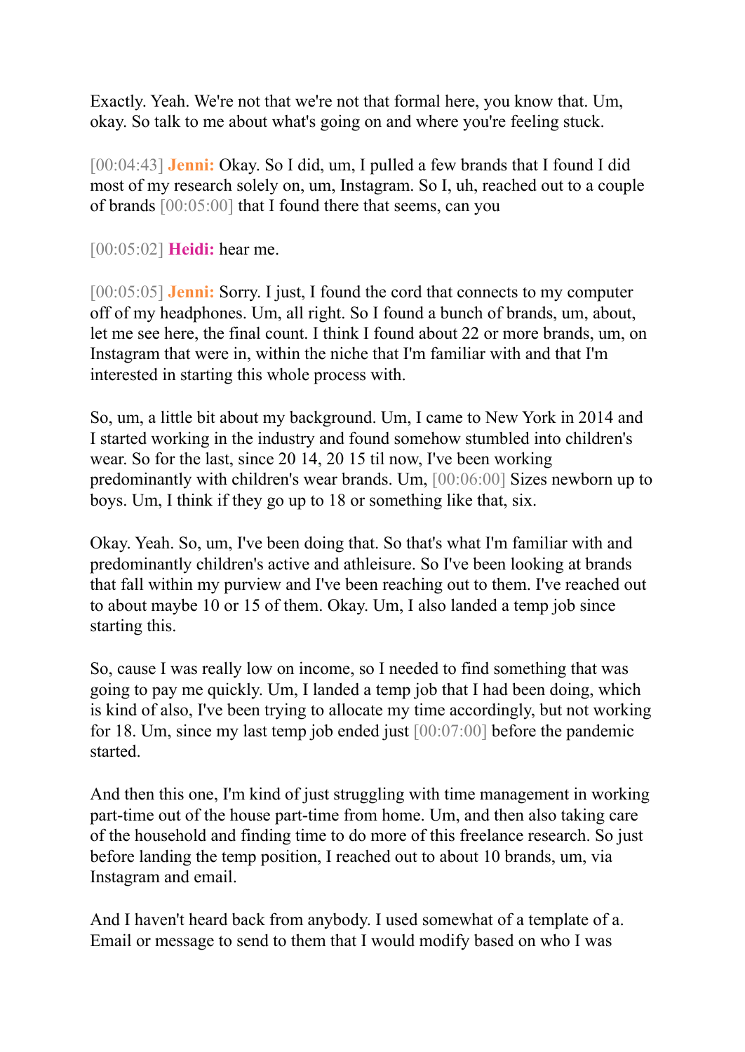Exactly. Yeah. We're not that we're not that formal here, you know that. Um, okay. So talk to me about what's going on and where you're feeling stuck.

[00:04:43] **Jenni:** Okay. So I did, um, I pulled a few brands that I found I did most of my research solely on, um, Instagram. So I, uh, reached out to a couple of brands [00:05:00] that I found there that seems, can you

[00:05:02] **Heidi:** hear me.

[00:05:05] **Jenni:** Sorry. I just, I found the cord that connects to my computer off of my headphones. Um, all right. So I found a bunch of brands, um, about, let me see here, the final count. I think I found about 22 or more brands, um, on Instagram that were in, within the niche that I'm familiar with and that I'm interested in starting this whole process with.

So, um, a little bit about my background. Um, I came to New York in 2014 and I started working in the industry and found somehow stumbled into children's wear. So for the last, since 20 14, 20 15 til now, I've been working predominantly with children's wear brands. Um, [00:06:00] Sizes newborn up to boys. Um, I think if they go up to 18 or something like that, six.

Okay. Yeah. So, um, I've been doing that. So that's what I'm familiar with and predominantly children's active and athleisure. So I've been looking at brands that fall within my purview and I've been reaching out to them. I've reached out to about maybe 10 or 15 of them. Okay. Um, I also landed a temp job since starting this.

So, cause I was really low on income, so I needed to find something that was going to pay me quickly. Um, I landed a temp job that I had been doing, which is kind of also, I've been trying to allocate my time accordingly, but not working for 18. Um, since my last temp job ended just [00:07:00] before the pandemic started.

And then this one, I'm kind of just struggling with time management in working part-time out of the house part-time from home. Um, and then also taking care of the household and finding time to do more of this freelance research. So just before landing the temp position, I reached out to about 10 brands, um, via Instagram and email.

And I haven't heard back from anybody. I used somewhat of a template of a. Email or message to send to them that I would modify based on who I was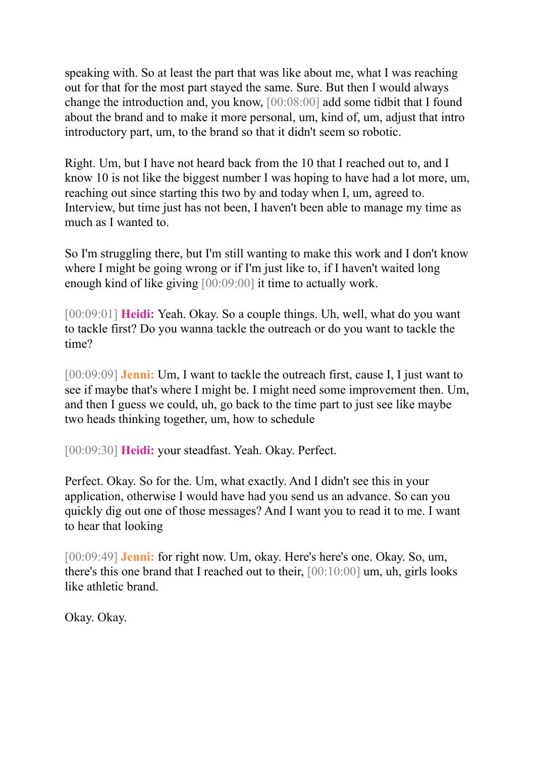speaking with. So at least the part that was like about me, what I was reaching out for that for the most part stayed the same. Sure. But then I would always change the introduction and, you know, [00:08:00] add some tidbit that I found about the brand and to make it more personal, um, kind of, um, adjust that intro introductory part, um, to the brand so that it didn't seem so robotic.

Right. Um, but I have not heard back from the 10 that I reached out to, and I know 10 is not like the biggest number I was hoping to have had a lot more, um, reaching out since starting this two by and today when I, um, agreed to. Interview, but time just has not been, I haven't been able to manage my time as much as I wanted to.

So I'm struggling there, but I'm still wanting to make this work and I don't know where I might be going wrong or if I'm just like to, if I haven't waited long enough kind of like giving [00:09:00] it time to actually work.

[00:09:01] **Heidi:** Yeah. Okay. So a couple things. Uh, well, what do you want to tackle first? Do you wanna tackle the outreach or do you want to tackle the time?

[00:09:09] **Jenni:** Um, I want to tackle the outreach first, cause I, I just want to see if maybe that's where I might be. I might need some improvement then. Um, and then I guess we could, uh, go back to the time part to just see like maybe two heads thinking together, um, how to schedule

[00:09:30] **Heidi:** your steadfast. Yeah. Okay. Perfect.

Perfect. Okay. So for the. Um, what exactly. And I didn't see this in your application, otherwise I would have had you send us an advance. So can you quickly dig out one of those messages? And I want you to read it to me. I want to hear that looking

[00:09:49] **Jenni:** for right now. Um, okay. Here's here's one. Okay. So, um, there's this one brand that I reached out to their, [00:10:00] um, uh, girls looks like athletic brand.

Okay. Okay.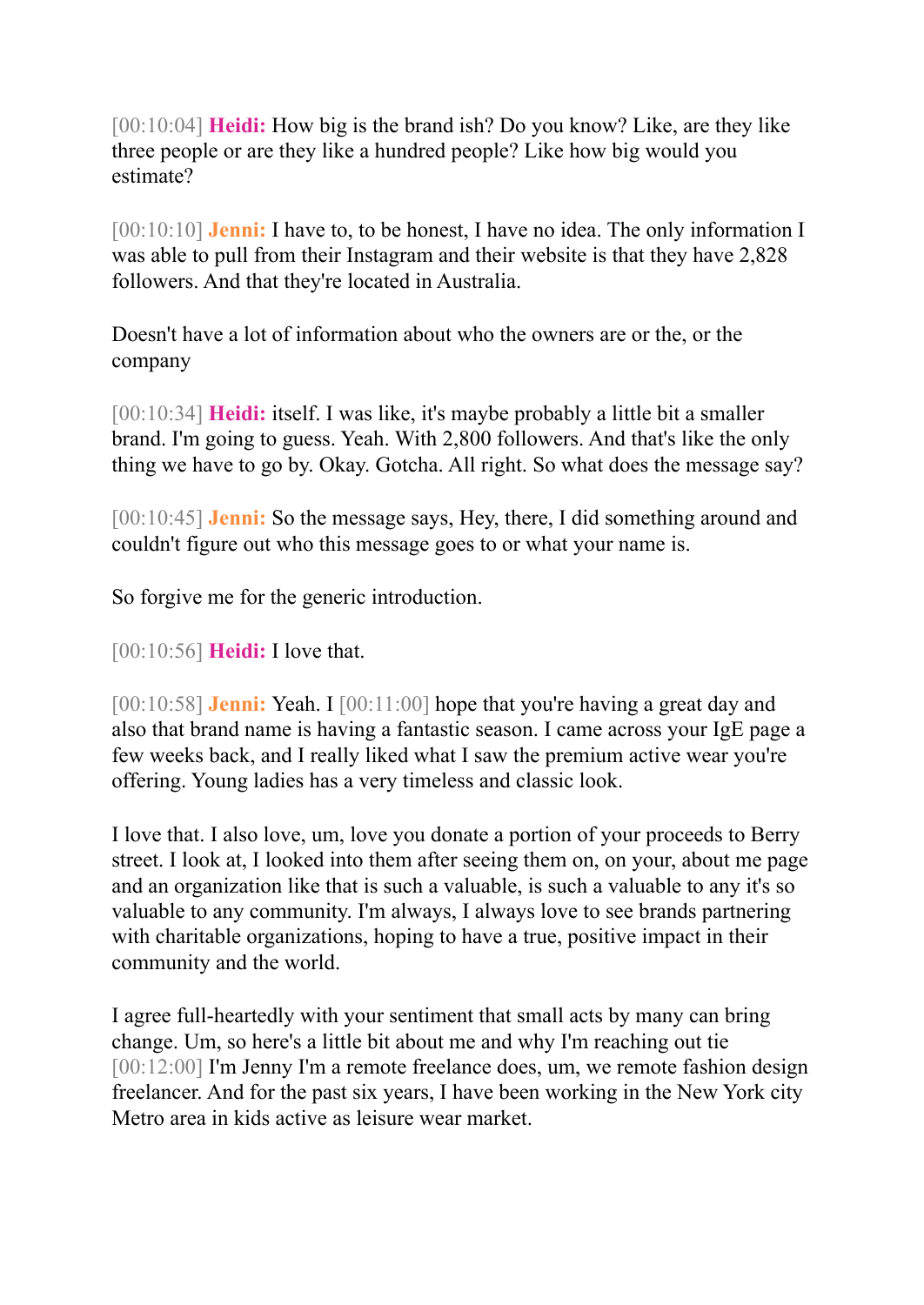[00:10:04] **Heidi:** How big is the brand ish? Do you know? Like, are they like three people or are they like a hundred people? Like how big would you estimate?

[00:10:10] **Jenni:** I have to, to be honest, I have no idea. The only information I was able to pull from their Instagram and their website is that they have 2,828 followers. And that they're located in Australia.

Doesn't have a lot of information about who the owners are or the, or the company

[00:10:34] **Heidi:** itself. I was like, it's maybe probably a little bit a smaller brand. I'm going to guess. Yeah. With 2,800 followers. And that's like the only thing we have to go by. Okay. Gotcha. All right. So what does the message say?

[00:10:45] **Jenni:** So the message says, Hey, there, I did something around and couldn't figure out who this message goes to or what your name is.

So forgive me for the generic introduction.

[00:10:56] **Heidi:** I love that.

[00:10:58] **Jenni:** Yeah. I [00:11:00] hope that you're having a great day and also that brand name is having a fantastic season. I came across your IgE page a few weeks back, and I really liked what I saw the premium active wear you're offering. Young ladies has a very timeless and classic look.

I love that. I also love, um, love you donate a portion of your proceeds to Berry street. I look at, I looked into them after seeing them on, on your, about me page and an organization like that is such a valuable, is such a valuable to any it's so valuable to any community. I'm always, I always love to see brands partnering with charitable organizations, hoping to have a true, positive impact in their community and the world.

I agree full-heartedly with your sentiment that small acts by many can bring change. Um, so here's a little bit about me and why I'm reaching out tie [00:12:00] I'm Jenny I'm a remote freelance does, um, we remote fashion design freelancer. And for the past six years, I have been working in the New York city Metro area in kids active as leisure wear market.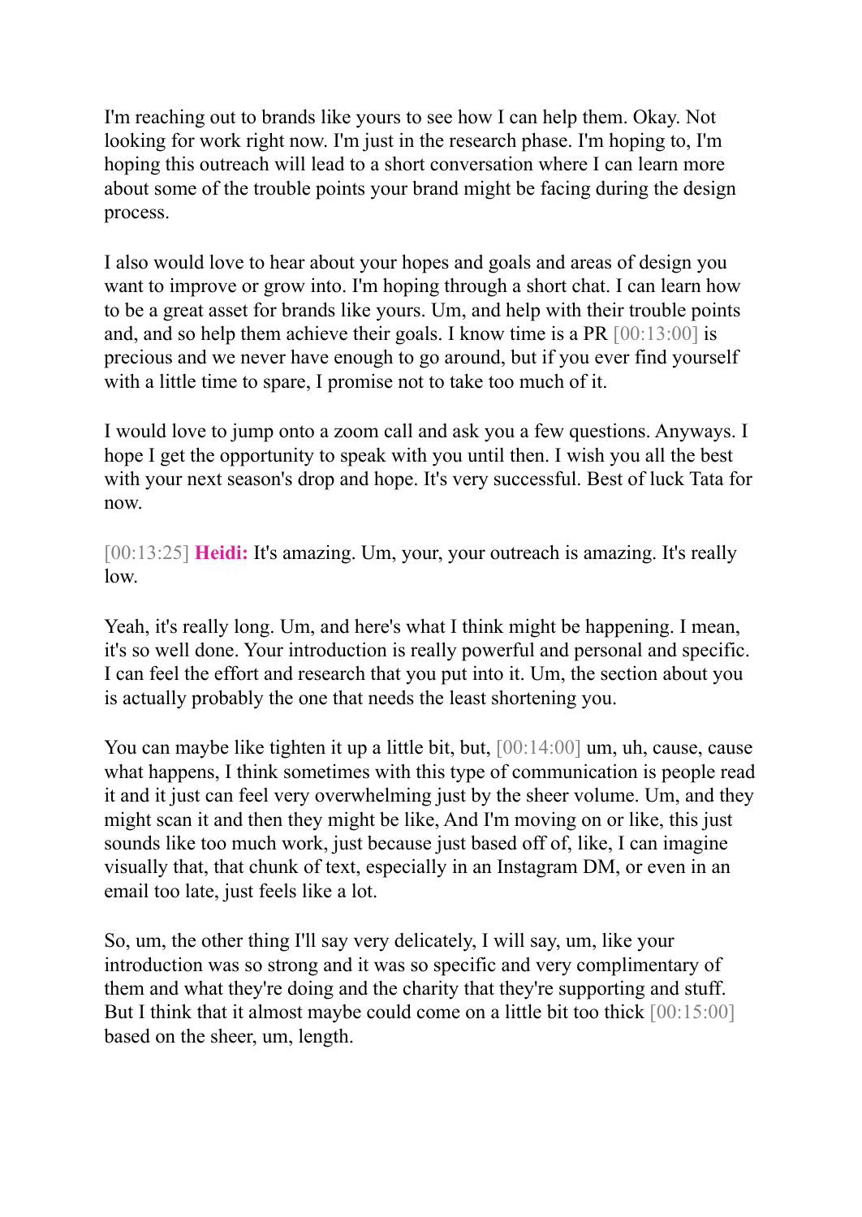I'm reaching out to brands like yours to see how I can help them. Okay. Not looking for work right now. I'm just in the research phase. I'm hoping to, I'm hoping this outreach will lead to a short conversation where I can learn more about some of the trouble points your brand might be facing during the design process.

I also would love to hear about your hopes and goals and areas of design you want to improve or grow into. I'm hoping through a short chat. I can learn how to be a great asset for brands like yours. Um, and help with their trouble points and, and so help them achieve their goals. I know time is a PR [00:13:00] is precious and we never have enough to go around, but if you ever find yourself with a little time to spare, I promise not to take too much of it.

I would love to jump onto a zoom call and ask you a few questions. Anyways. I hope I get the opportunity to speak with you until then. I wish you all the best with your next season's drop and hope. It's very successful. Best of luck Tata for now.

[00:13:25] **Heidi:** It's amazing. Um, your, your outreach is amazing. It's really low.

Yeah, it's really long. Um, and here's what I think might be happening. I mean, it's so well done. Your introduction is really powerful and personal and specific. I can feel the effort and research that you put into it. Um, the section about you is actually probably the one that needs the least shortening you.

You can maybe like tighten it up a little bit, but, [00:14:00] um, uh, cause, cause what happens, I think sometimes with this type of communication is people read it and it just can feel very overwhelming just by the sheer volume. Um, and they might scan it and then they might be like, And I'm moving on or like, this just sounds like too much work, just because just based off of, like, I can imagine visually that, that chunk of text, especially in an Instagram DM, or even in an email too late, just feels like a lot.

So, um, the other thing I'll say very delicately, I will say, um, like your introduction was so strong and it was so specific and very complimentary of them and what they're doing and the charity that they're supporting and stuff. But I think that it almost maybe could come on a little bit too thick [00:15:00] based on the sheer, um, length.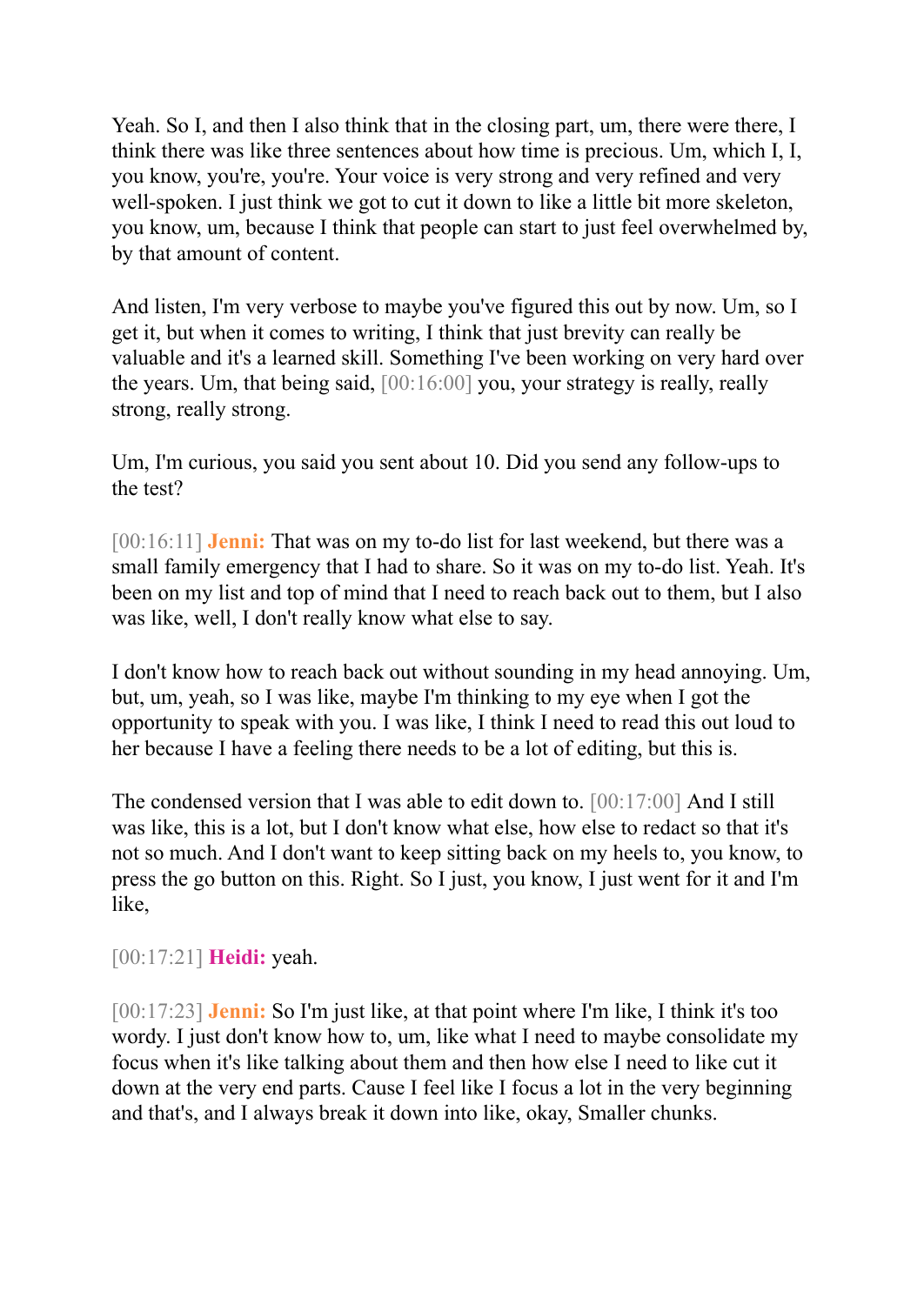Yeah. So I, and then I also think that in the closing part, um, there were there, I think there was like three sentences about how time is precious. Um, which I, I, you know, you're, you're. Your voice is very strong and very refined and very well-spoken. I just think we got to cut it down to like a little bit more skeleton, you know, um, because I think that people can start to just feel overwhelmed by, by that amount of content.

And listen, I'm very verbose to maybe you've figured this out by now. Um, so I get it, but when it comes to writing, I think that just brevity can really be valuable and it's a learned skill. Something I've been working on very hard over the years. Um, that being said, [00:16:00] you, your strategy is really, really strong, really strong.

Um, I'm curious, you said you sent about 10. Did you send any follow-ups to the test?

[00:16:11] **Jenni:** That was on my to-do list for last weekend, but there was a small family emergency that I had to share. So it was on my to-do list. Yeah. It's been on my list and top of mind that I need to reach back out to them, but I also was like, well, I don't really know what else to say.

I don't know how to reach back out without sounding in my head annoying. Um, but, um, yeah, so I was like, maybe I'm thinking to my eye when I got the opportunity to speak with you. I was like, I think I need to read this out loud to her because I have a feeling there needs to be a lot of editing, but this is.

The condensed version that I was able to edit down to. [00:17:00] And I still was like, this is a lot, but I don't know what else, how else to redact so that it's not so much. And I don't want to keep sitting back on my heels to, you know, to press the go button on this. Right. So I just, you know, I just went for it and I'm like,

[00:17:21] **Heidi:** yeah.

[00:17:23] **Jenni:** So I'm just like, at that point where I'm like, I think it's too wordy. I just don't know how to, um, like what I need to maybe consolidate my focus when it's like talking about them and then how else I need to like cut it down at the very end parts. Cause I feel like I focus a lot in the very beginning and that's, and I always break it down into like, okay, Smaller chunks.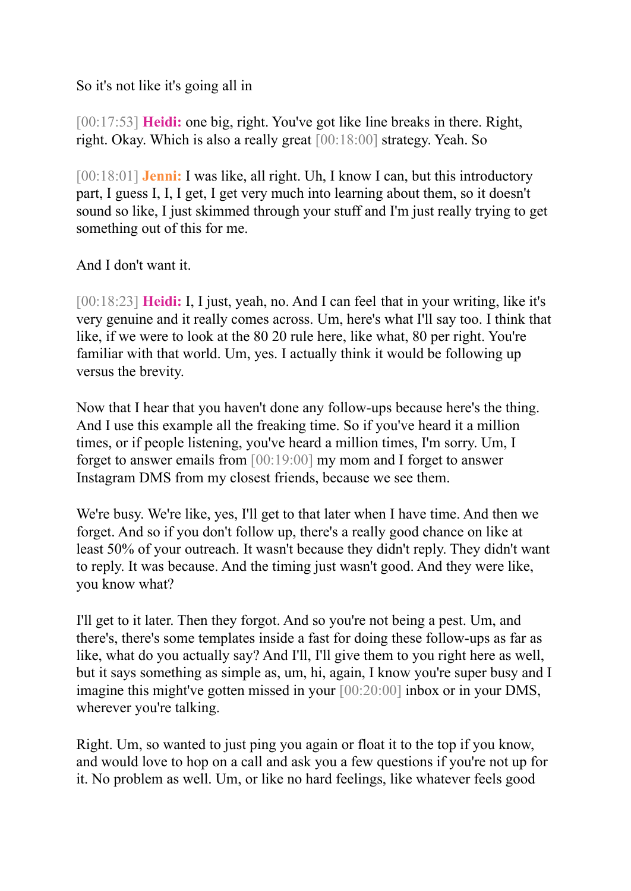So it's not like it's going all in

[00:17:53] **Heidi:** one big, right. You've got like line breaks in there. Right, right. Okay. Which is also a really great [00:18:00] strategy. Yeah. So

[00:18:01] **Jenni:** I was like, all right. Uh, I know I can, but this introductory part, I guess I, I, I get, I get very much into learning about them, so it doesn't sound so like, I just skimmed through your stuff and I'm just really trying to get something out of this for me.

And I don't want it.

[00:18:23] **Heidi:** I, I just, yeah, no. And I can feel that in your writing, like it's very genuine and it really comes across. Um, here's what I'll say too. I think that like, if we were to look at the 80 20 rule here, like what, 80 per right. You're familiar with that world. Um, yes. I actually think it would be following up versus the brevity.

Now that I hear that you haven't done any follow-ups because here's the thing. And I use this example all the freaking time. So if you've heard it a million times, or if people listening, you've heard a million times, I'm sorry. Um, I forget to answer emails from [00:19:00] my mom and I forget to answer Instagram DMS from my closest friends, because we see them.

We're busy. We're like, yes, I'll get to that later when I have time. And then we forget. And so if you don't follow up, there's a really good chance on like at least 50% of your outreach. It wasn't because they didn't reply. They didn't want to reply. It was because. And the timing just wasn't good. And they were like, you know what?

I'll get to it later. Then they forgot. And so you're not being a pest. Um, and there's, there's some templates inside a fast for doing these follow-ups as far as like, what do you actually say? And I'll, I'll give them to you right here as well, but it says something as simple as, um, hi, again, I know you're super busy and I imagine this might've gotten missed in your [00:20:00] inbox or in your DMS, wherever you're talking.

Right. Um, so wanted to just ping you again or float it to the top if you know, and would love to hop on a call and ask you a few questions if you're not up for it. No problem as well. Um, or like no hard feelings, like whatever feels good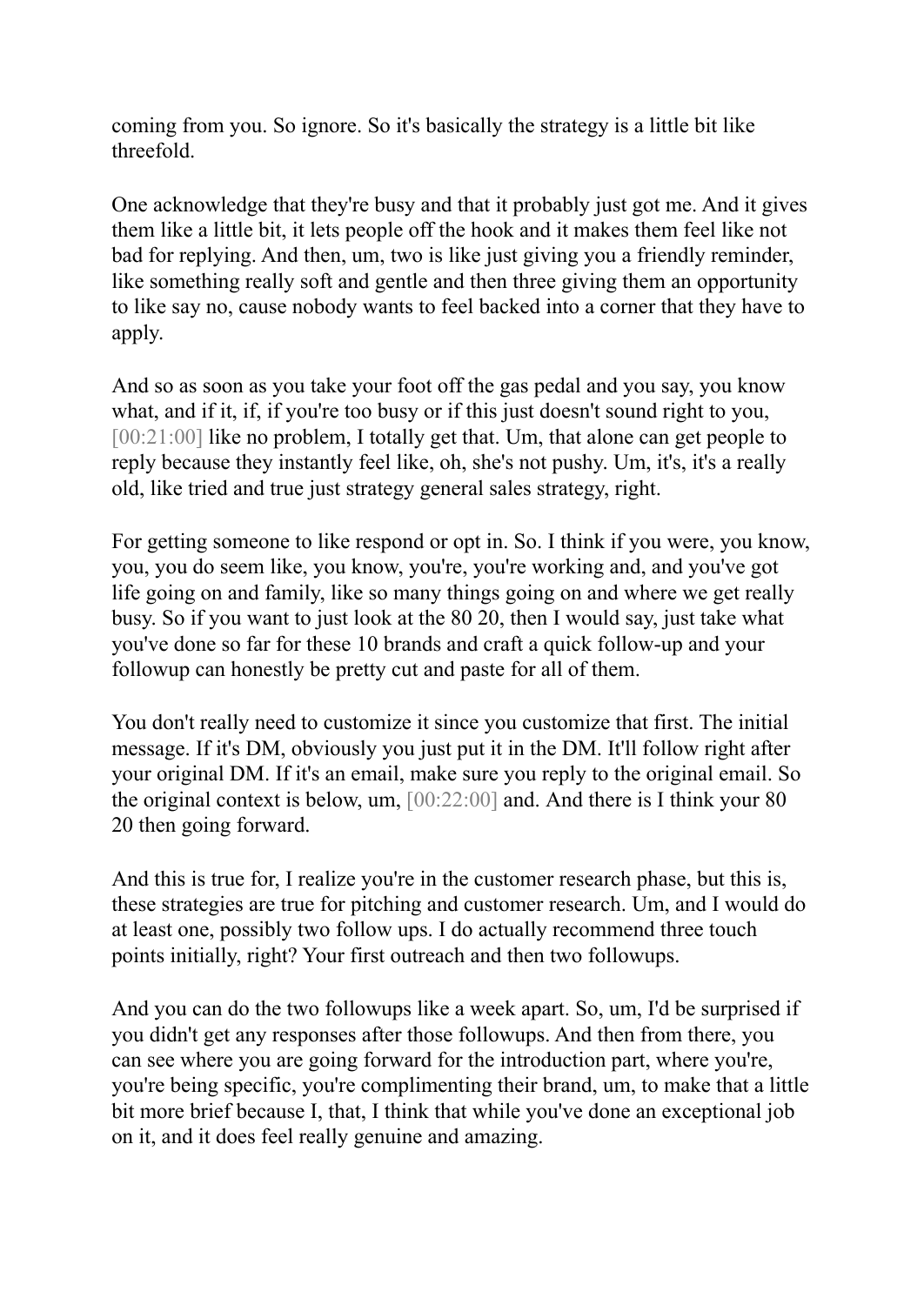coming from you. So ignore. So it's basically the strategy is a little bit like threefold.

One acknowledge that they're busy and that it probably just got me. And it gives them like a little bit, it lets people off the hook and it makes them feel like not bad for replying. And then, um, two is like just giving you a friendly reminder, like something really soft and gentle and then three giving them an opportunity to like say no, cause nobody wants to feel backed into a corner that they have to apply.

And so as soon as you take your foot off the gas pedal and you say, you know what, and if it, if, if you're too busy or if this just doesn't sound right to you, [00:21:00] like no problem, I totally get that. Um, that alone can get people to reply because they instantly feel like, oh, she's not pushy. Um, it's, it's a really old, like tried and true just strategy general sales strategy, right.

For getting someone to like respond or opt in. So. I think if you were, you know, you, you do seem like, you know, you're, you're working and, and you've got life going on and family, like so many things going on and where we get really busy. So if you want to just look at the 80 20, then I would say, just take what you've done so far for these 10 brands and craft a quick follow-up and your followup can honestly be pretty cut and paste for all of them.

You don't really need to customize it since you customize that first. The initial message. If it's DM, obviously you just put it in the DM. It'll follow right after your original DM. If it's an email, make sure you reply to the original email. So the original context is below, um, [00:22:00] and. And there is I think your 80 20 then going forward.

And this is true for, I realize you're in the customer research phase, but this is, these strategies are true for pitching and customer research. Um, and I would do at least one, possibly two follow ups. I do actually recommend three touch points initially, right? Your first outreach and then two followups.

And you can do the two followups like a week apart. So, um, I'd be surprised if you didn't get any responses after those followups. And then from there, you can see where you are going forward for the introduction part, where you're, you're being specific, you're complimenting their brand, um, to make that a little bit more brief because I, that, I think that while you've done an exceptional job on it, and it does feel really genuine and amazing.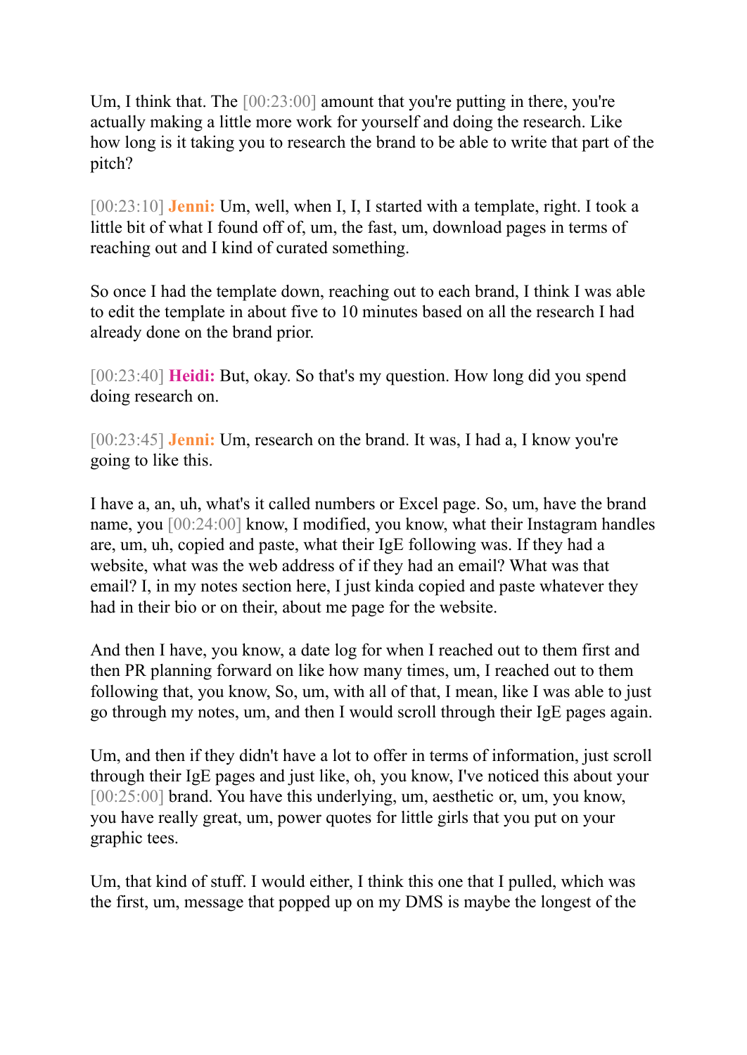Um, I think that. The [00:23:00] amount that you're putting in there, you're actually making a little more work for yourself and doing the research. Like how long is it taking you to research the brand to be able to write that part of the pitch?

[00:23:10] **Jenni:** Um, well, when I, I, I started with a template, right. I took a little bit of what I found off of, um, the fast, um, download pages in terms of reaching out and I kind of curated something.

So once I had the template down, reaching out to each brand, I think I was able to edit the template in about five to 10 minutes based on all the research I had already done on the brand prior.

[00:23:40] **Heidi:** But, okay. So that's my question. How long did you spend doing research on.

[00:23:45] **Jenni:** Um, research on the brand. It was, I had a, I know you're going to like this.

I have a, an, uh, what's it called numbers or Excel page. So, um, have the brand name, you [00:24:00] know, I modified, you know, what their Instagram handles are, um, uh, copied and paste, what their IgE following was. If they had a website, what was the web address of if they had an email? What was that email? I, in my notes section here, I just kinda copied and paste whatever they had in their bio or on their, about me page for the website.

And then I have, you know, a date log for when I reached out to them first and then PR planning forward on like how many times, um, I reached out to them following that, you know, So, um, with all of that, I mean, like I was able to just go through my notes, um, and then I would scroll through their IgE pages again.

Um, and then if they didn't have a lot to offer in terms of information, just scroll through their IgE pages and just like, oh, you know, I've noticed this about your [00:25:00] brand. You have this underlying, um, aesthetic or, um, you know, you have really great, um, power quotes for little girls that you put on your graphic tees.

Um, that kind of stuff. I would either, I think this one that I pulled, which was the first, um, message that popped up on my DMS is maybe the longest of the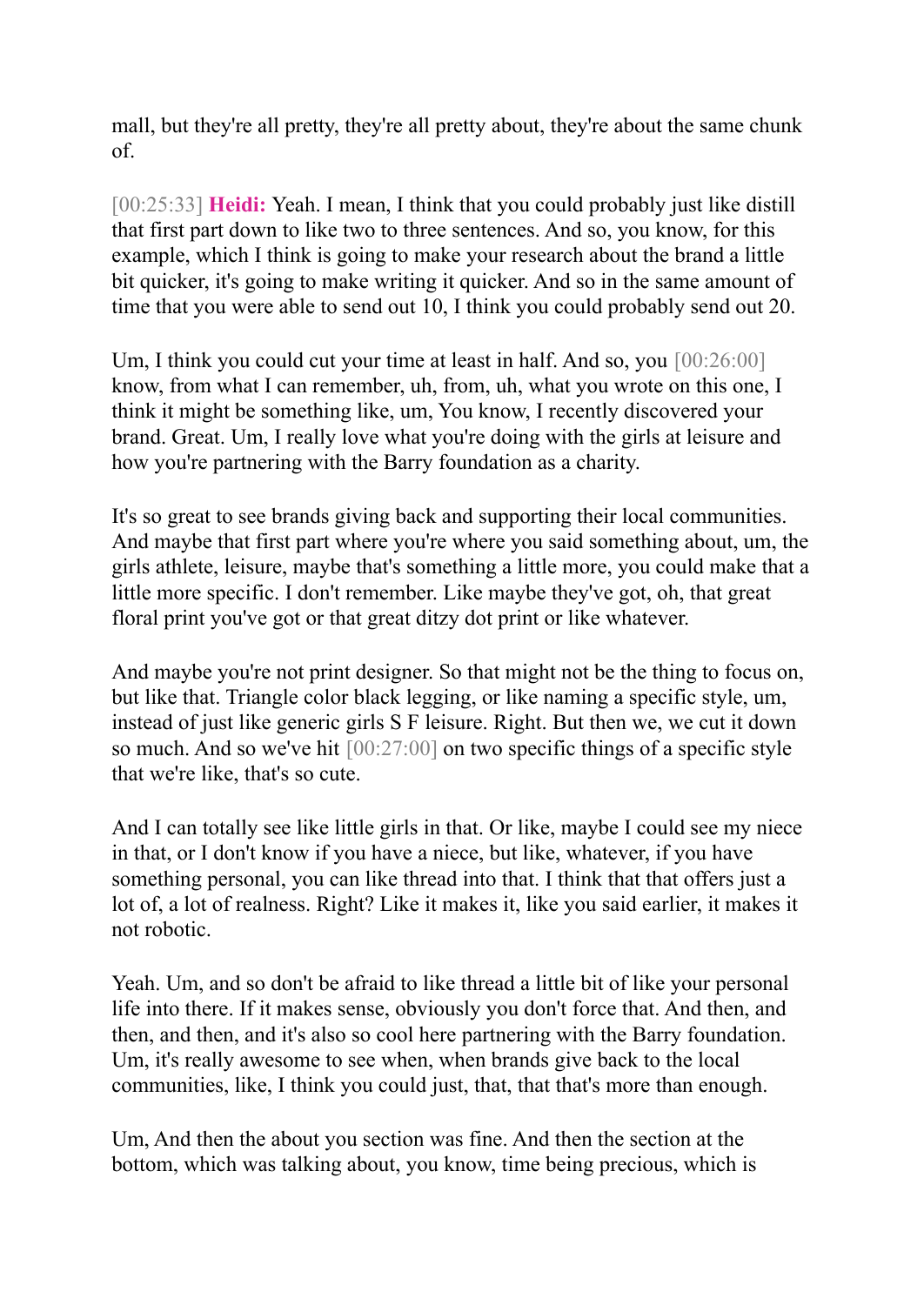mall, but they're all pretty, they're all pretty about, they're about the same chunk of.

[00:25:33] **Heidi:** Yeah. I mean, I think that you could probably just like distill that first part down to like two to three sentences. And so, you know, for this example, which I think is going to make your research about the brand a little bit quicker, it's going to make writing it quicker. And so in the same amount of time that you were able to send out 10, I think you could probably send out 20.

Um, I think you could cut your time at least in half. And so, you [00:26:00] know, from what I can remember, uh, from, uh, what you wrote on this one, I think it might be something like, um, You know, I recently discovered your brand. Great. Um, I really love what you're doing with the girls at leisure and how you're partnering with the Barry foundation as a charity.

It's so great to see brands giving back and supporting their local communities. And maybe that first part where you're where you said something about, um, the girls athlete, leisure, maybe that's something a little more, you could make that a little more specific. I don't remember. Like maybe they've got, oh, that great floral print you've got or that great ditzy dot print or like whatever.

And maybe you're not print designer. So that might not be the thing to focus on, but like that. Triangle color black legging, or like naming a specific style, um, instead of just like generic girls S F leisure. Right. But then we, we cut it down so much. And so we've hit [00:27:00] on two specific things of a specific style that we're like, that's so cute.

And I can totally see like little girls in that. Or like, maybe I could see my niece in that, or I don't know if you have a niece, but like, whatever, if you have something personal, you can like thread into that. I think that that offers just a lot of, a lot of realness. Right? Like it makes it, like you said earlier, it makes it not robotic.

Yeah. Um, and so don't be afraid to like thread a little bit of like your personal life into there. If it makes sense, obviously you don't force that. And then, and then, and then, and it's also so cool here partnering with the Barry foundation. Um, it's really awesome to see when, when brands give back to the local communities, like, I think you could just, that, that that's more than enough.

Um, And then the about you section was fine. And then the section at the bottom, which was talking about, you know, time being precious, which is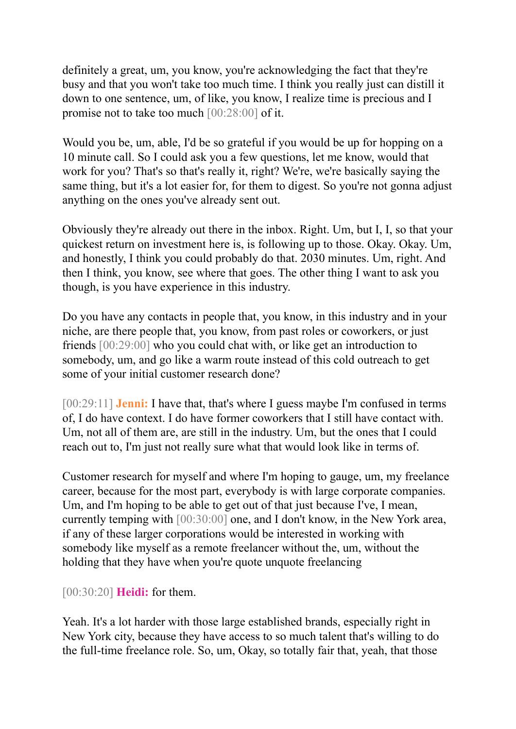definitely a great, um, you know, you're acknowledging the fact that they're busy and that you won't take too much time. I think you really just can distill it down to one sentence, um, of like, you know, I realize time is precious and I promise not to take too much [00:28:00] of it.

Would you be, um, able, I'd be so grateful if you would be up for hopping on a 10 minute call. So I could ask you a few questions, let me know, would that work for you? That's so that's really it, right? We're, we're basically saying the same thing, but it's a lot easier for, for them to digest. So you're not gonna adjust anything on the ones you've already sent out.

Obviously they're already out there in the inbox. Right. Um, but I, I, so that your quickest return on investment here is, is following up to those. Okay. Okay. Um, and honestly, I think you could probably do that. 2030 minutes. Um, right. And then I think, you know, see where that goes. The other thing I want to ask you though, is you have experience in this industry.

Do you have any contacts in people that, you know, in this industry and in your niche, are there people that, you know, from past roles or coworkers, or just friends [00:29:00] who you could chat with, or like get an introduction to somebody, um, and go like a warm route instead of this cold outreach to get some of your initial customer research done?

[00:29:11] **Jenni:** I have that, that's where I guess maybe I'm confused in terms of, I do have context. I do have former coworkers that I still have contact with. Um, not all of them are, are still in the industry. Um, but the ones that I could reach out to, I'm just not really sure what that would look like in terms of.

Customer research for myself and where I'm hoping to gauge, um, my freelance career, because for the most part, everybody is with large corporate companies. Um, and I'm hoping to be able to get out of that just because I've, I mean, currently temping with [00:30:00] one, and I don't know, in the New York area, if any of these larger corporations would be interested in working with somebody like myself as a remote freelancer without the, um, without the holding that they have when you're quote unquote freelancing

[00:30:20] **Heidi:** for them.

Yeah. It's a lot harder with those large established brands, especially right in New York city, because they have access to so much talent that's willing to do the full-time freelance role. So, um, Okay, so totally fair that, yeah, that those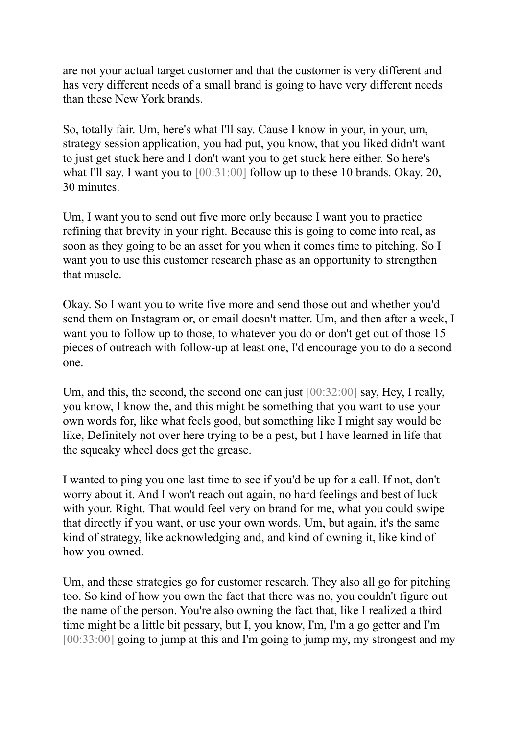are not your actual target customer and that the customer is very different and has very different needs of a small brand is going to have very different needs than these New York brands.

So, totally fair. Um, here's what I'll say. Cause I know in your, in your, um, strategy session application, you had put, you know, that you liked didn't want to just get stuck here and I don't want you to get stuck here either. So here's what I'll say. I want you to [00:31:00] follow up to these 10 brands. Okay. 20, 30 minutes.

Um, I want you to send out five more only because I want you to practice refining that brevity in your right. Because this is going to come into real, as soon as they going to be an asset for you when it comes time to pitching. So I want you to use this customer research phase as an opportunity to strengthen that muscle.

Okay. So I want you to write five more and send those out and whether you'd send them on Instagram or, or email doesn't matter. Um, and then after a week, I want you to follow up to those, to whatever you do or don't get out of those 15 pieces of outreach with follow-up at least one, I'd encourage you to do a second one.

Um, and this, the second, the second one can just [00:32:00] say, Hey, I really, you know, I know the, and this might be something that you want to use your own words for, like what feels good, but something like I might say would be like, Definitely not over here trying to be a pest, but I have learned in life that the squeaky wheel does get the grease.

I wanted to ping you one last time to see if you'd be up for a call. If not, don't worry about it. And I won't reach out again, no hard feelings and best of luck with your. Right. That would feel very on brand for me, what you could swipe that directly if you want, or use your own words. Um, but again, it's the same kind of strategy, like acknowledging and, and kind of owning it, like kind of how you owned.

Um, and these strategies go for customer research. They also all go for pitching too. So kind of how you own the fact that there was no, you couldn't figure out the name of the person. You're also owning the fact that, like I realized a third time might be a little bit pessary, but I, you know, I'm, I'm a go getter and I'm [00:33:00] going to jump at this and I'm going to jump my, my strongest and my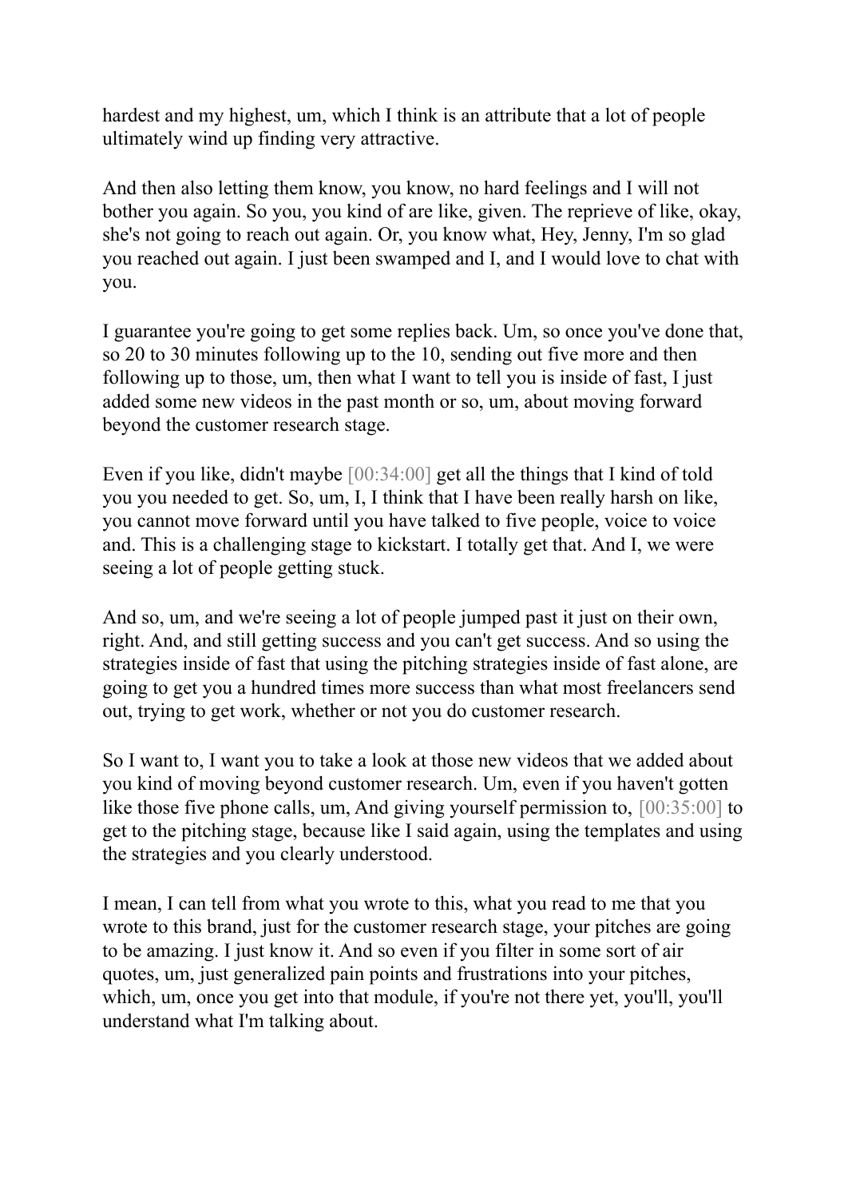hardest and my highest, um, which I think is an attribute that a lot of people ultimately wind up finding very attractive.

And then also letting them know, you know, no hard feelings and I will not bother you again. So you, you kind of are like, given. The reprieve of like, okay, she's not going to reach out again. Or, you know what, Hey, Jenny, I'm so glad you reached out again. I just been swamped and I, and I would love to chat with you.

I guarantee you're going to get some replies back. Um, so once you've done that, so 20 to 30 minutes following up to the 10, sending out five more and then following up to those, um, then what I want to tell you is inside of fast, I just added some new videos in the past month or so, um, about moving forward beyond the customer research stage.

Even if you like, didn't maybe [00:34:00] get all the things that I kind of told you you needed to get. So, um, I, I think that I have been really harsh on like, you cannot move forward until you have talked to five people, voice to voice and. This is a challenging stage to kickstart. I totally get that. And I, we were seeing a lot of people getting stuck.

And so, um, and we're seeing a lot of people jumped past it just on their own, right. And, and still getting success and you can't get success. And so using the strategies inside of fast that using the pitching strategies inside of fast alone, are going to get you a hundred times more success than what most freelancers send out, trying to get work, whether or not you do customer research.

So I want to, I want you to take a look at those new videos that we added about you kind of moving beyond customer research. Um, even if you haven't gotten like those five phone calls, um, And giving yourself permission to, [00:35:00] to get to the pitching stage, because like I said again, using the templates and using the strategies and you clearly understood.

I mean, I can tell from what you wrote to this, what you read to me that you wrote to this brand, just for the customer research stage, your pitches are going to be amazing. I just know it. And so even if you filter in some sort of air quotes, um, just generalized pain points and frustrations into your pitches, which, um, once you get into that module, if you're not there yet, you'll, you'll understand what I'm talking about.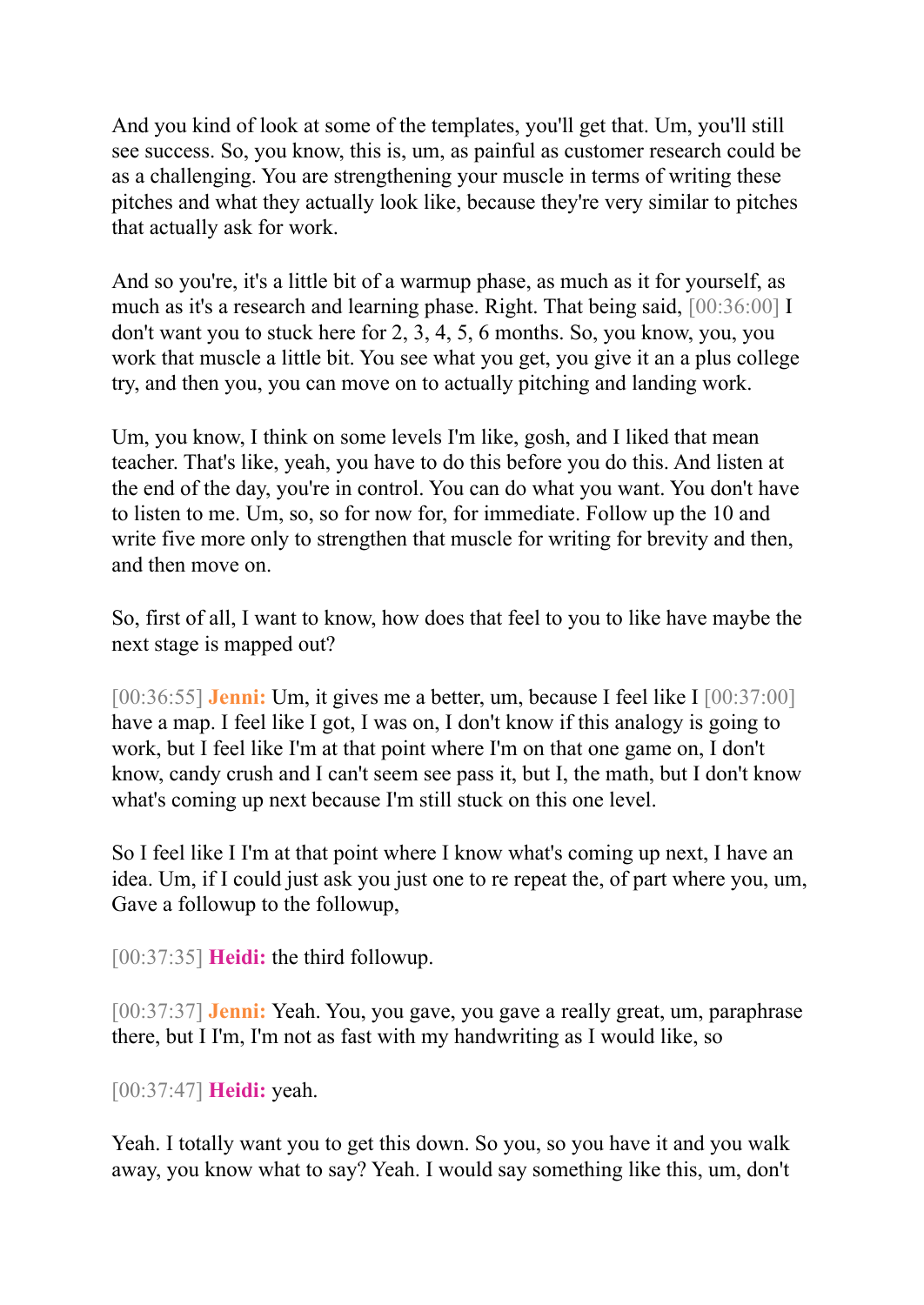And you kind of look at some of the templates, you'll get that. Um, you'll still see success. So, you know, this is, um, as painful as customer research could be as a challenging. You are strengthening your muscle in terms of writing these pitches and what they actually look like, because they're very similar to pitches that actually ask for work.

And so you're, it's a little bit of a warmup phase, as much as it for yourself, as much as it's a research and learning phase. Right. That being said, [00:36:00] I don't want you to stuck here for 2, 3, 4, 5, 6 months. So, you know, you, you work that muscle a little bit. You see what you get, you give it an a plus college try, and then you, you can move on to actually pitching and landing work.

Um, you know, I think on some levels I'm like, gosh, and I liked that mean teacher. That's like, yeah, you have to do this before you do this. And listen at the end of the day, you're in control. You can do what you want. You don't have to listen to me. Um, so, so for now for, for immediate. Follow up the 10 and write five more only to strengthen that muscle for writing for brevity and then, and then move on.

So, first of all, I want to know, how does that feel to you to like have maybe the next stage is mapped out?

[00:36:55] **Jenni:** Um, it gives me a better, um, because I feel like I [00:37:00] have a map. I feel like I got, I was on, I don't know if this analogy is going to work, but I feel like I'm at that point where I'm on that one game on, I don't know, candy crush and I can't seem see pass it, but I, the math, but I don't know what's coming up next because I'm still stuck on this one level.

So I feel like I I'm at that point where I know what's coming up next, I have an idea. Um, if I could just ask you just one to re repeat the, of part where you, um, Gave a followup to the followup,

[00:37:35] **Heidi:** the third followup.

[00:37:37] **Jenni:** Yeah. You, you gave, you gave a really great, um, paraphrase there, but I I'm, I'm not as fast with my handwriting as I would like, so

[00:37:47] **Heidi:** yeah.

Yeah. I totally want you to get this down. So you, so you have it and you walk away, you know what to say? Yeah. I would say something like this, um, don't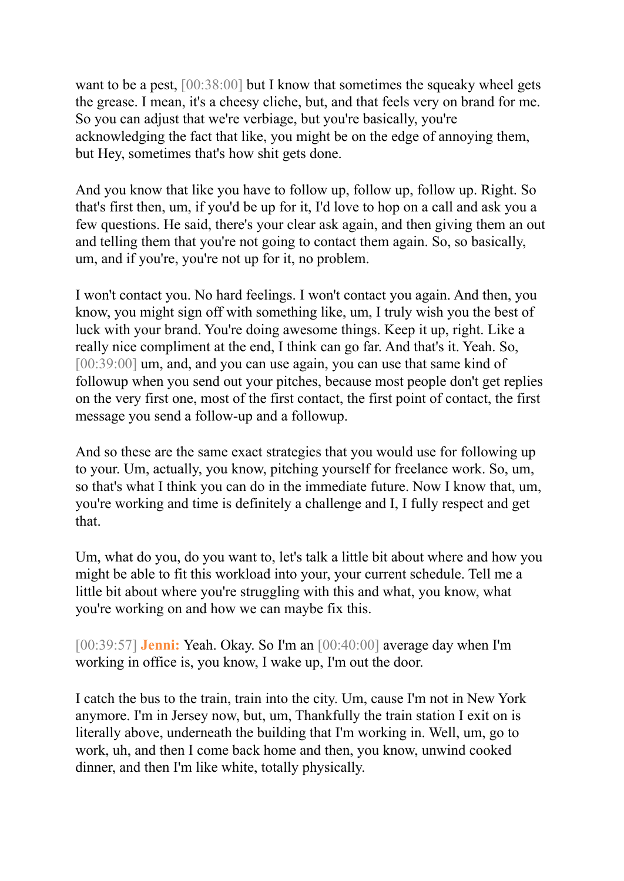want to be a pest, [00:38:00] but I know that sometimes the squeaky wheel gets the grease. I mean, it's a cheesy cliche, but, and that feels very on brand for me. So you can adjust that we're verbiage, but you're basically, you're acknowledging the fact that like, you might be on the edge of annoying them, but Hey, sometimes that's how shit gets done.

And you know that like you have to follow up, follow up, follow up. Right. So that's first then, um, if you'd be up for it, I'd love to hop on a call and ask you a few questions. He said, there's your clear ask again, and then giving them an out and telling them that you're not going to contact them again. So, so basically, um, and if you're, you're not up for it, no problem.

I won't contact you. No hard feelings. I won't contact you again. And then, you know, you might sign off with something like, um, I truly wish you the best of luck with your brand. You're doing awesome things. Keep it up, right. Like a really nice compliment at the end, I think can go far. And that's it. Yeah. So, [00:39:00] um, and, and you can use again, you can use that same kind of followup when you send out your pitches, because most people don't get replies on the very first one, most of the first contact, the first point of contact, the first message you send a follow-up and a followup.

And so these are the same exact strategies that you would use for following up to your. Um, actually, you know, pitching yourself for freelance work. So, um, so that's what I think you can do in the immediate future. Now I know that, um, you're working and time is definitely a challenge and I, I fully respect and get that.

Um, what do you, do you want to, let's talk a little bit about where and how you might be able to fit this workload into your, your current schedule. Tell me a little bit about where you're struggling with this and what, you know, what you're working on and how we can maybe fix this.

[00:39:57] **Jenni:** Yeah. Okay. So I'm an [00:40:00] average day when I'm working in office is, you know, I wake up, I'm out the door.

I catch the bus to the train, train into the city. Um, cause I'm not in New York anymore. I'm in Jersey now, but, um, Thankfully the train station I exit on is literally above, underneath the building that I'm working in. Well, um, go to work, uh, and then I come back home and then, you know, unwind cooked dinner, and then I'm like white, totally physically.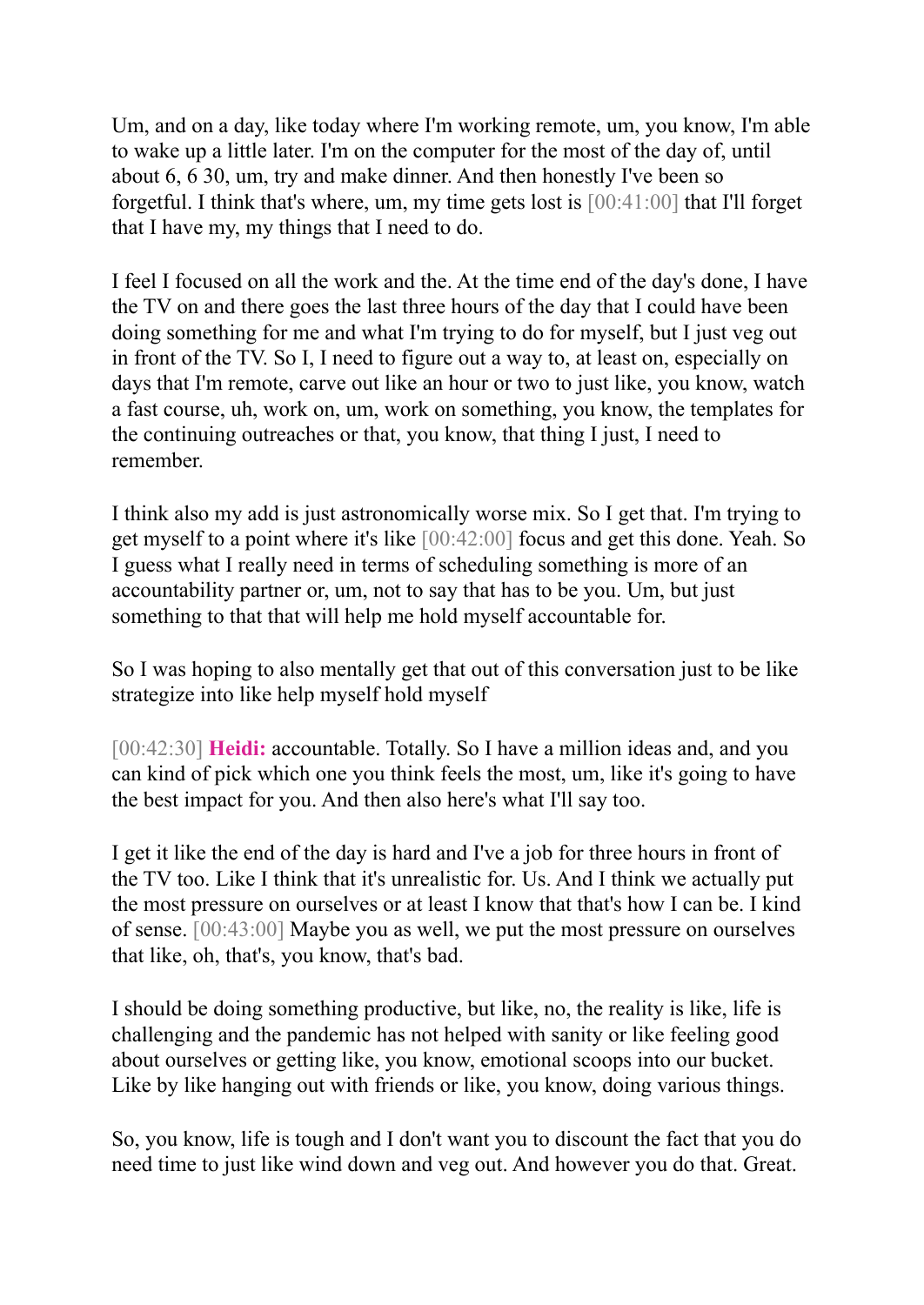Um, and on a day, like today where I'm working remote, um, you know, I'm able to wake up a little later. I'm on the computer for the most of the day of, until about 6, 6 30, um, try and make dinner. And then honestly I've been so forgetful. I think that's where, um, my time gets lost is [00:41:00] that I'll forget that I have my, my things that I need to do.

I feel I focused on all the work and the. At the time end of the day's done, I have the TV on and there goes the last three hours of the day that I could have been doing something for me and what I'm trying to do for myself, but I just veg out in front of the TV. So I, I need to figure out a way to, at least on, especially on days that I'm remote, carve out like an hour or two to just like, you know, watch a fast course, uh, work on, um, work on something, you know, the templates for the continuing outreaches or that, you know, that thing I just, I need to remember.

I think also my add is just astronomically worse mix. So I get that. I'm trying to get myself to a point where it's like [00:42:00] focus and get this done. Yeah. So I guess what I really need in terms of scheduling something is more of an accountability partner or, um, not to say that has to be you. Um, but just something to that that will help me hold myself accountable for.

So I was hoping to also mentally get that out of this conversation just to be like strategize into like help myself hold myself

[00:42:30] **Heidi:** accountable. Totally. So I have a million ideas and, and you can kind of pick which one you think feels the most, um, like it's going to have the best impact for you. And then also here's what I'll say too.

I get it like the end of the day is hard and I've a job for three hours in front of the TV too. Like I think that it's unrealistic for. Us. And I think we actually put the most pressure on ourselves or at least I know that that's how I can be. I kind of sense. [00:43:00] Maybe you as well, we put the most pressure on ourselves that like, oh, that's, you know, that's bad.

I should be doing something productive, but like, no, the reality is like, life is challenging and the pandemic has not helped with sanity or like feeling good about ourselves or getting like, you know, emotional scoops into our bucket. Like by like hanging out with friends or like, you know, doing various things.

So, you know, life is tough and I don't want you to discount the fact that you do need time to just like wind down and veg out. And however you do that. Great.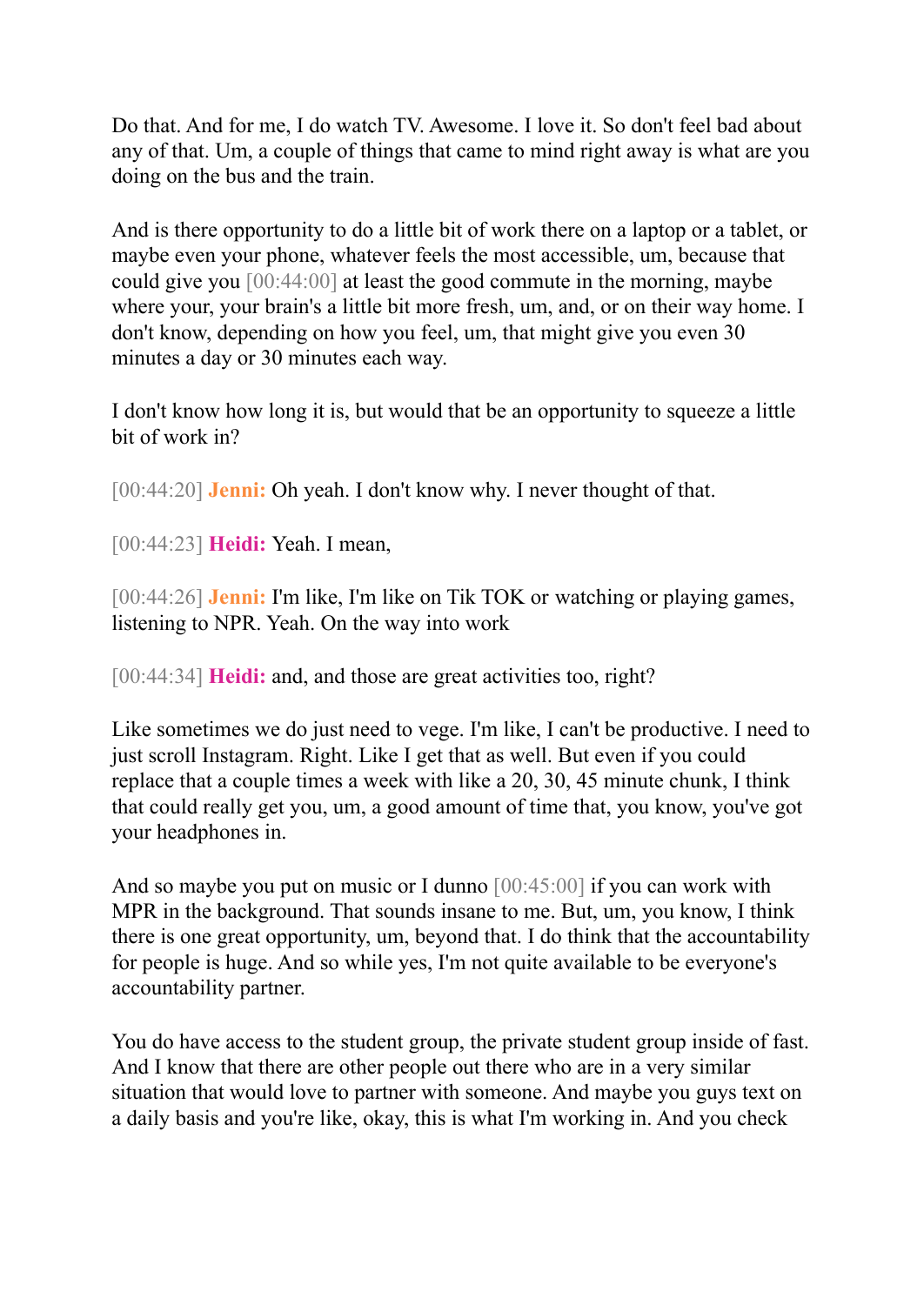Do that. And for me, I do watch TV. Awesome. I love it. So don't feel bad about any of that. Um, a couple of things that came to mind right away is what are you doing on the bus and the train.

And is there opportunity to do a little bit of work there on a laptop or a tablet, or maybe even your phone, whatever feels the most accessible, um, because that could give you [00:44:00] at least the good commute in the morning, maybe where your, your brain's a little bit more fresh, um, and, or on their way home. I don't know, depending on how you feel, um, that might give you even 30 minutes a day or 30 minutes each way.

I don't know how long it is, but would that be an opportunity to squeeze a little bit of work in?

[00:44:20] **Jenni:** Oh yeah. I don't know why. I never thought of that.

[00:44:23] **Heidi:** Yeah. I mean,

[00:44:26] **Jenni:** I'm like, I'm like on Tik TOK or watching or playing games, listening to NPR. Yeah. On the way into work

[00:44:34] **Heidi:** and, and those are great activities too, right?

Like sometimes we do just need to vege. I'm like, I can't be productive. I need to just scroll Instagram. Right. Like I get that as well. But even if you could replace that a couple times a week with like a 20, 30, 45 minute chunk, I think that could really get you, um, a good amount of time that, you know, you've got your headphones in.

And so maybe you put on music or I dunno [00:45:00] if you can work with MPR in the background. That sounds insane to me. But, um, you know, I think there is one great opportunity, um, beyond that. I do think that the accountability for people is huge. And so while yes, I'm not quite available to be everyone's accountability partner.

You do have access to the student group, the private student group inside of fast. And I know that there are other people out there who are in a very similar situation that would love to partner with someone. And maybe you guys text on a daily basis and you're like, okay, this is what I'm working in. And you check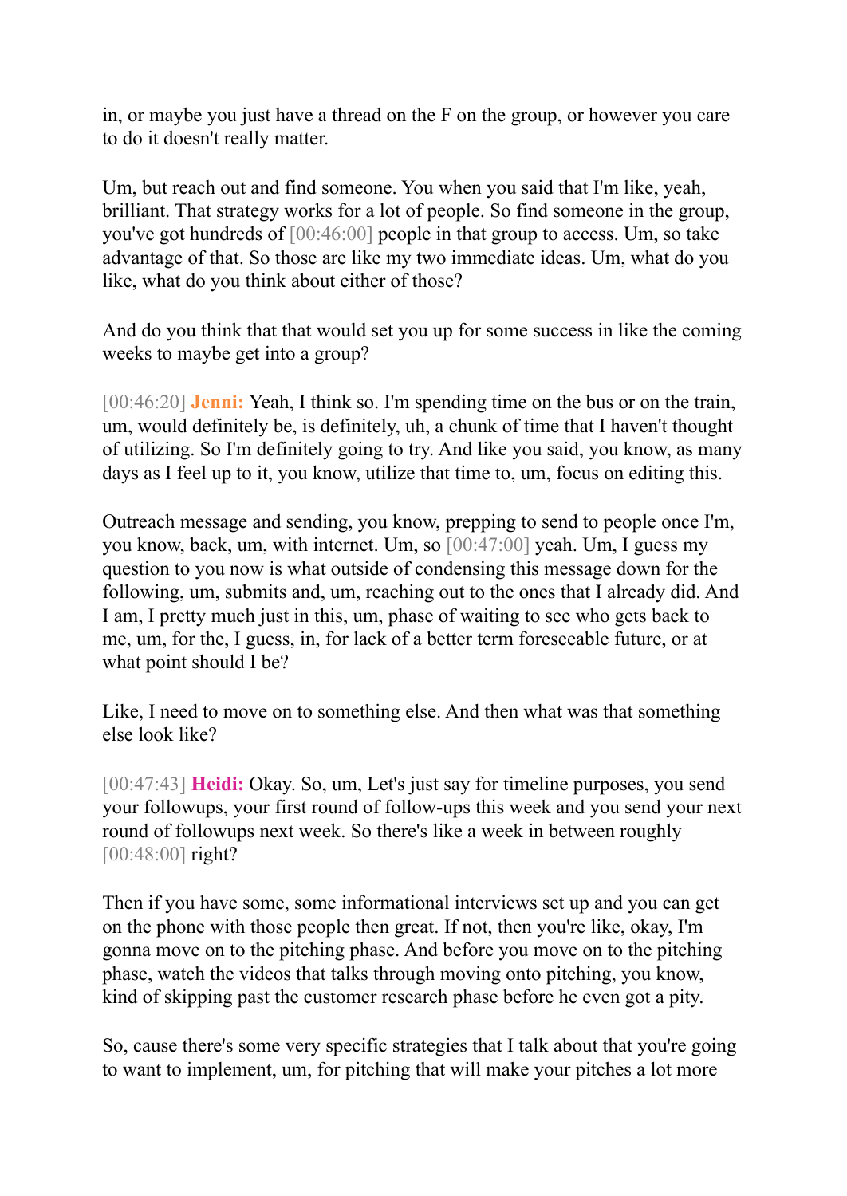in, or maybe you just have a thread on the F on the group, or however you care to do it doesn't really matter.

Um, but reach out and find someone. You when you said that I'm like, yeah, brilliant. That strategy works for a lot of people. So find someone in the group, you've got hundreds of [00:46:00] people in that group to access. Um, so take advantage of that. So those are like my two immediate ideas. Um, what do you like, what do you think about either of those?

And do you think that that would set you up for some success in like the coming weeks to maybe get into a group?

[00:46:20] **Jenni:** Yeah, I think so. I'm spending time on the bus or on the train, um, would definitely be, is definitely, uh, a chunk of time that I haven't thought of utilizing. So I'm definitely going to try. And like you said, you know, as many days as I feel up to it, you know, utilize that time to, um, focus on editing this.

Outreach message and sending, you know, prepping to send to people once I'm, you know, back, um, with internet. Um, so [00:47:00] yeah. Um, I guess my question to you now is what outside of condensing this message down for the following, um, submits and, um, reaching out to the ones that I already did. And I am, I pretty much just in this, um, phase of waiting to see who gets back to me, um, for the, I guess, in, for lack of a better term foreseeable future, or at what point should I be?

Like, I need to move on to something else. And then what was that something else look like?

[00:47:43] **Heidi:** Okay. So, um, Let's just say for timeline purposes, you send your followups, your first round of follow-ups this week and you send your next round of followups next week. So there's like a week in between roughly [00:48:00] right?

Then if you have some, some informational interviews set up and you can get on the phone with those people then great. If not, then you're like, okay, I'm gonna move on to the pitching phase. And before you move on to the pitching phase, watch the videos that talks through moving onto pitching, you know, kind of skipping past the customer research phase before he even got a pity.

So, cause there's some very specific strategies that I talk about that you're going to want to implement, um, for pitching that will make your pitches a lot more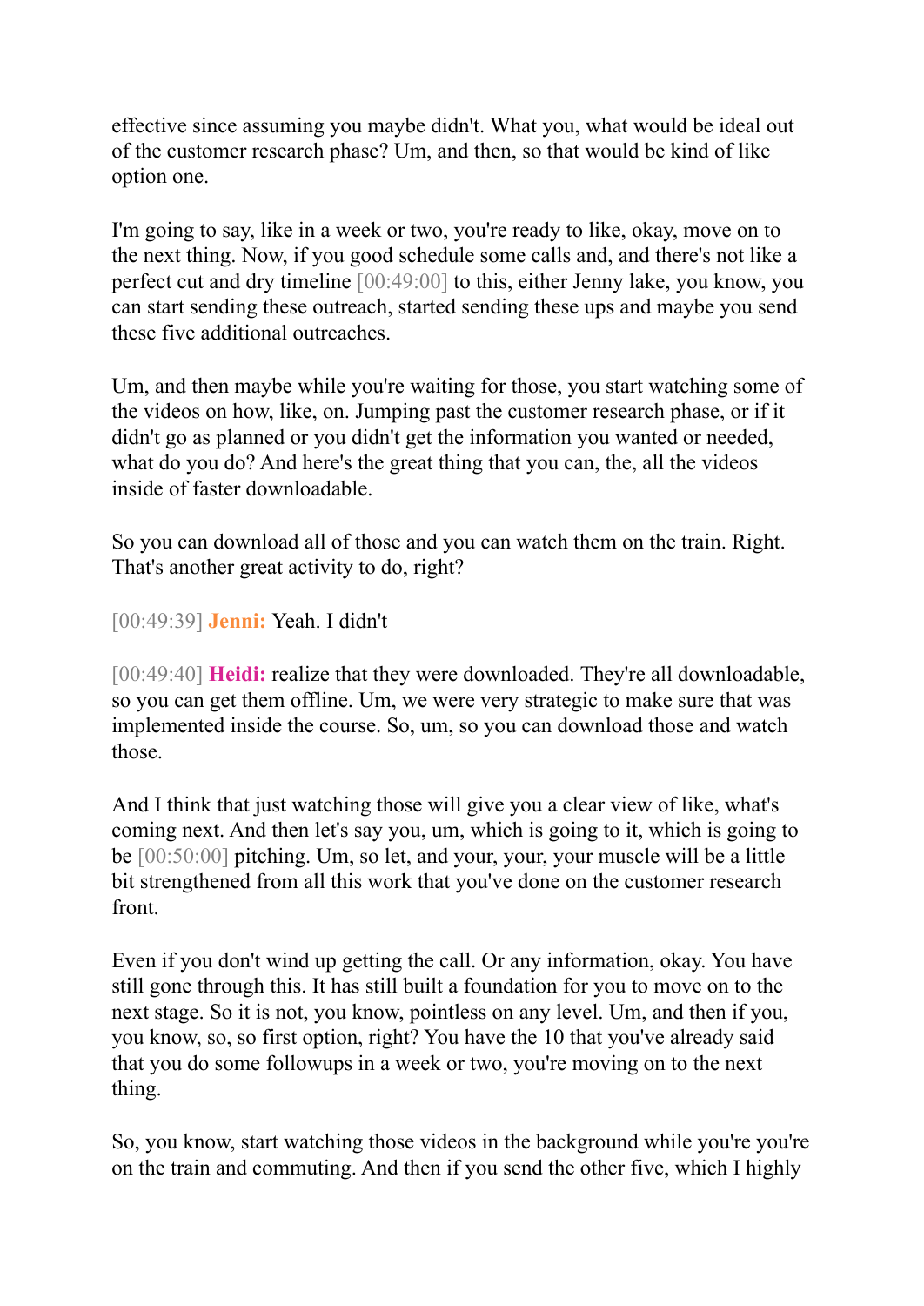effective since assuming you maybe didn't. What you, what would be ideal out of the customer research phase? Um, and then, so that would be kind of like option one.

I'm going to say, like in a week or two, you're ready to like, okay, move on to the next thing. Now, if you good schedule some calls and, and there's not like a perfect cut and dry timeline [00:49:00] to this, either Jenny lake, you know, you can start sending these outreach, started sending these ups and maybe you send these five additional outreaches.

Um, and then maybe while you're waiting for those, you start watching some of the videos on how, like, on. Jumping past the customer research phase, or if it didn't go as planned or you didn't get the information you wanted or needed, what do you do? And here's the great thing that you can, the, all the videos inside of faster downloadable.

So you can download all of those and you can watch them on the train. Right. That's another great activity to do, right?

[00:49:39] **Jenni:** Yeah. I didn't

[00:49:40] **Heidi:** realize that they were downloaded. They're all downloadable, so you can get them offline. Um, we were very strategic to make sure that was implemented inside the course. So, um, so you can download those and watch those.

And I think that just watching those will give you a clear view of like, what's coming next. And then let's say you, um, which is going to it, which is going to be [00:50:00] pitching. Um, so let, and your, your, your muscle will be a little bit strengthened from all this work that you've done on the customer research front.

Even if you don't wind up getting the call. Or any information, okay. You have still gone through this. It has still built a foundation for you to move on to the next stage. So it is not, you know, pointless on any level. Um, and then if you, you know, so, so first option, right? You have the 10 that you've already said that you do some followups in a week or two, you're moving on to the next thing.

So, you know, start watching those videos in the background while you're you're on the train and commuting. And then if you send the other five, which I highly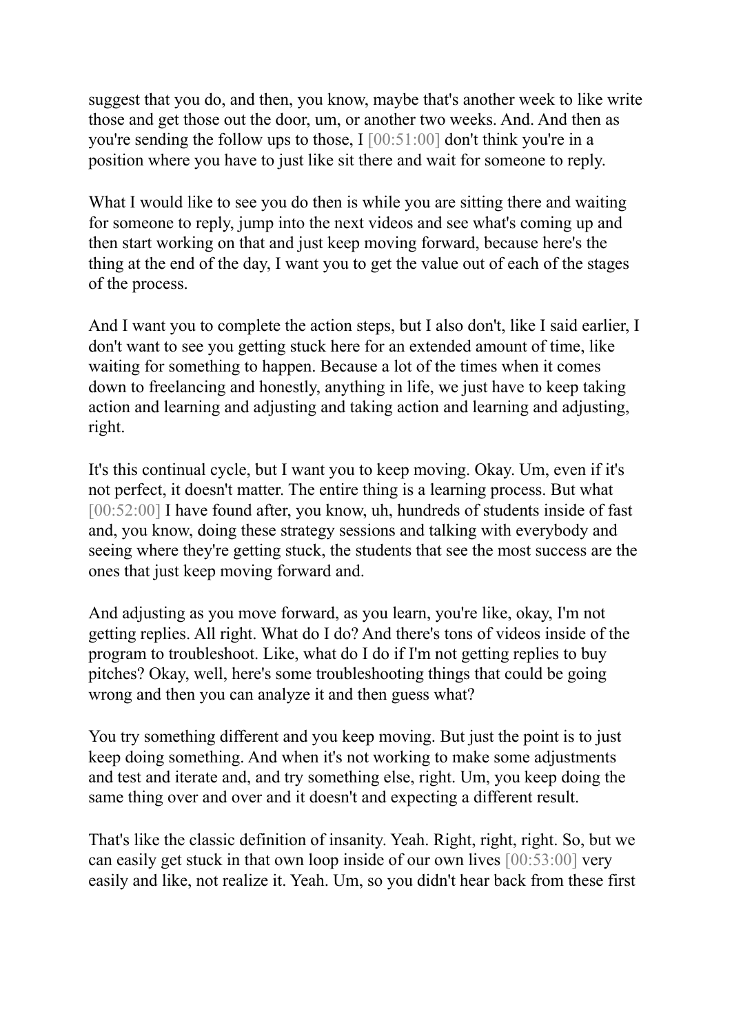suggest that you do, and then, you know, maybe that's another week to like write those and get those out the door, um, or another two weeks. And. And then as you're sending the follow ups to those, I [00:51:00] don't think you're in a position where you have to just like sit there and wait for someone to reply.

What I would like to see you do then is while you are sitting there and waiting for someone to reply, jump into the next videos and see what's coming up and then start working on that and just keep moving forward, because here's the thing at the end of the day, I want you to get the value out of each of the stages of the process.

And I want you to complete the action steps, but I also don't, like I said earlier, I don't want to see you getting stuck here for an extended amount of time, like waiting for something to happen. Because a lot of the times when it comes down to freelancing and honestly, anything in life, we just have to keep taking action and learning and adjusting and taking action and learning and adjusting, right.

It's this continual cycle, but I want you to keep moving. Okay. Um, even if it's not perfect, it doesn't matter. The entire thing is a learning process. But what [00:52:00] I have found after, you know, uh, hundreds of students inside of fast and, you know, doing these strategy sessions and talking with everybody and seeing where they're getting stuck, the students that see the most success are the ones that just keep moving forward and.

And adjusting as you move forward, as you learn, you're like, okay, I'm not getting replies. All right. What do I do? And there's tons of videos inside of the program to troubleshoot. Like, what do I do if I'm not getting replies to buy pitches? Okay, well, here's some troubleshooting things that could be going wrong and then you can analyze it and then guess what?

You try something different and you keep moving. But just the point is to just keep doing something. And when it's not working to make some adjustments and test and iterate and, and try something else, right. Um, you keep doing the same thing over and over and it doesn't and expecting a different result.

That's like the classic definition of insanity. Yeah. Right, right, right. So, but we can easily get stuck in that own loop inside of our own lives [00:53:00] very easily and like, not realize it. Yeah. Um, so you didn't hear back from these first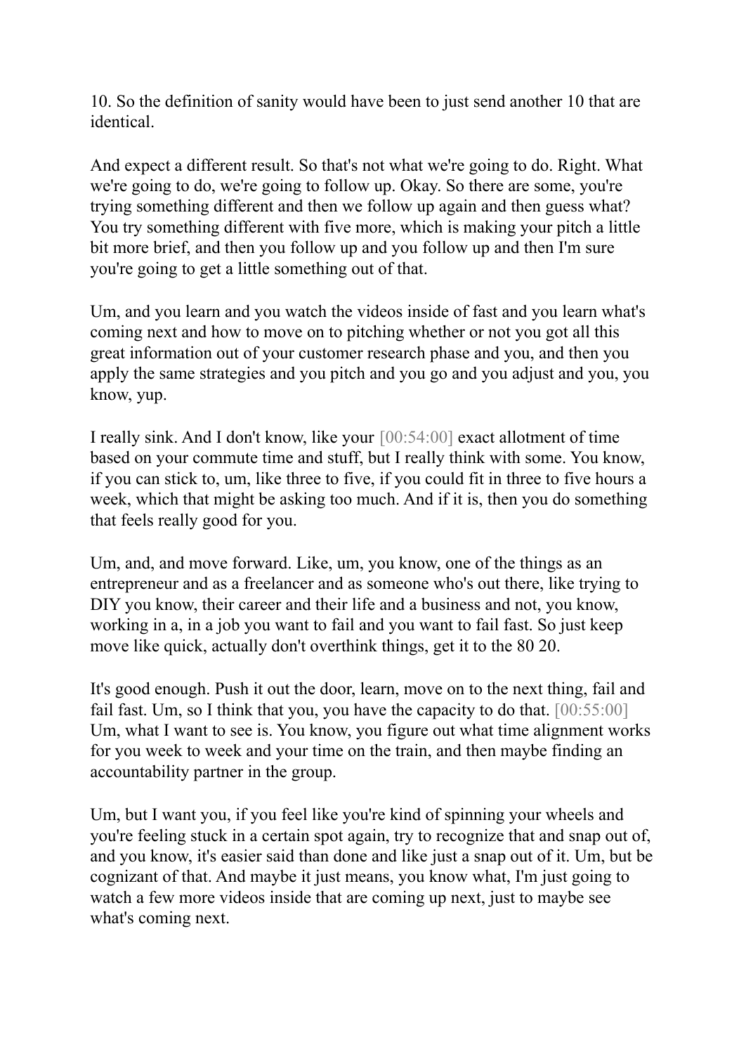10. So the definition of sanity would have been to just send another 10 that are identical.

And expect a different result. So that's not what we're going to do. Right. What we're going to do, we're going to follow up. Okay. So there are some, you're trying something different and then we follow up again and then guess what? You try something different with five more, which is making your pitch a little bit more brief, and then you follow up and you follow up and then I'm sure you're going to get a little something out of that.

Um, and you learn and you watch the videos inside of fast and you learn what's coming next and how to move on to pitching whether or not you got all this great information out of your customer research phase and you, and then you apply the same strategies and you pitch and you go and you adjust and you, you know, yup.

I really sink. And I don't know, like your [00:54:00] exact allotment of time based on your commute time and stuff, but I really think with some. You know, if you can stick to, um, like three to five, if you could fit in three to five hours a week, which that might be asking too much. And if it is, then you do something that feels really good for you.

Um, and, and move forward. Like, um, you know, one of the things as an entrepreneur and as a freelancer and as someone who's out there, like trying to DIY you know, their career and their life and a business and not, you know, working in a, in a job you want to fail and you want to fail fast. So just keep move like quick, actually don't overthink things, get it to the 80 20.

It's good enough. Push it out the door, learn, move on to the next thing, fail and fail fast. Um, so I think that you, you have the capacity to do that. [00:55:00] Um, what I want to see is. You know, you figure out what time alignment works for you week to week and your time on the train, and then maybe finding an accountability partner in the group.

Um, but I want you, if you feel like you're kind of spinning your wheels and you're feeling stuck in a certain spot again, try to recognize that and snap out of, and you know, it's easier said than done and like just a snap out of it. Um, but be cognizant of that. And maybe it just means, you know what, I'm just going to watch a few more videos inside that are coming up next, just to maybe see what's coming next.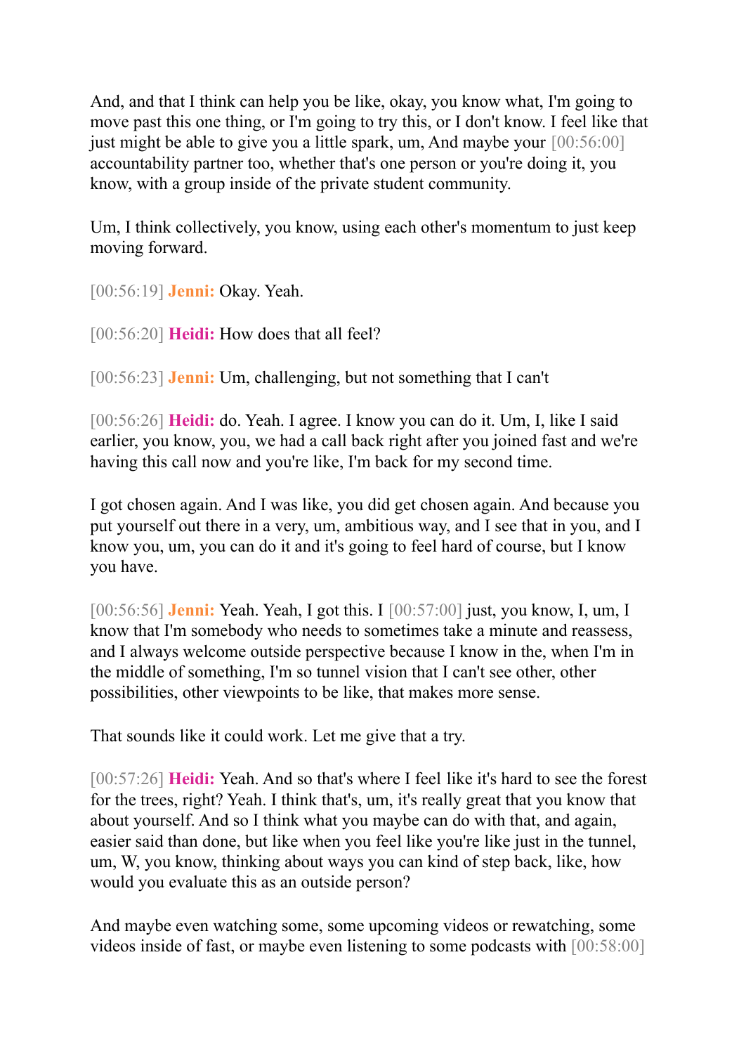And, and that I think can help you be like, okay, you know what, I'm going to move past this one thing, or I'm going to try this, or I don't know. I feel like that just might be able to give you a little spark, um, And maybe your [00:56:00] accountability partner too, whether that's one person or you're doing it, you know, with a group inside of the private student community.

Um, I think collectively, you know, using each other's momentum to just keep moving forward.

[00:56:19] **Jenni:** Okay. Yeah.

[00:56:20] **Heidi:** How does that all feel?

[00:56:23] **Jenni:** Um, challenging, but not something that I can't

[00:56:26] **Heidi:** do. Yeah. I agree. I know you can do it. Um, I, like I said earlier, you know, you, we had a call back right after you joined fast and we're having this call now and you're like, I'm back for my second time.

I got chosen again. And I was like, you did get chosen again. And because you put yourself out there in a very, um, ambitious way, and I see that in you, and I know you, um, you can do it and it's going to feel hard of course, but I know you have.

[00:56:56] **Jenni:** Yeah. Yeah, I got this. I [00:57:00] just, you know, I, um, I know that I'm somebody who needs to sometimes take a minute and reassess, and I always welcome outside perspective because I know in the, when I'm in the middle of something, I'm so tunnel vision that I can't see other, other possibilities, other viewpoints to be like, that makes more sense.

That sounds like it could work. Let me give that a try.

[00:57:26] **Heidi:** Yeah. And so that's where I feel like it's hard to see the forest for the trees, right? Yeah. I think that's, um, it's really great that you know that about yourself. And so I think what you maybe can do with that, and again, easier said than done, but like when you feel like you're like just in the tunnel, um, W, you know, thinking about ways you can kind of step back, like, how would you evaluate this as an outside person?

And maybe even watching some, some upcoming videos or rewatching, some videos inside of fast, or maybe even listening to some podcasts with [00:58:00]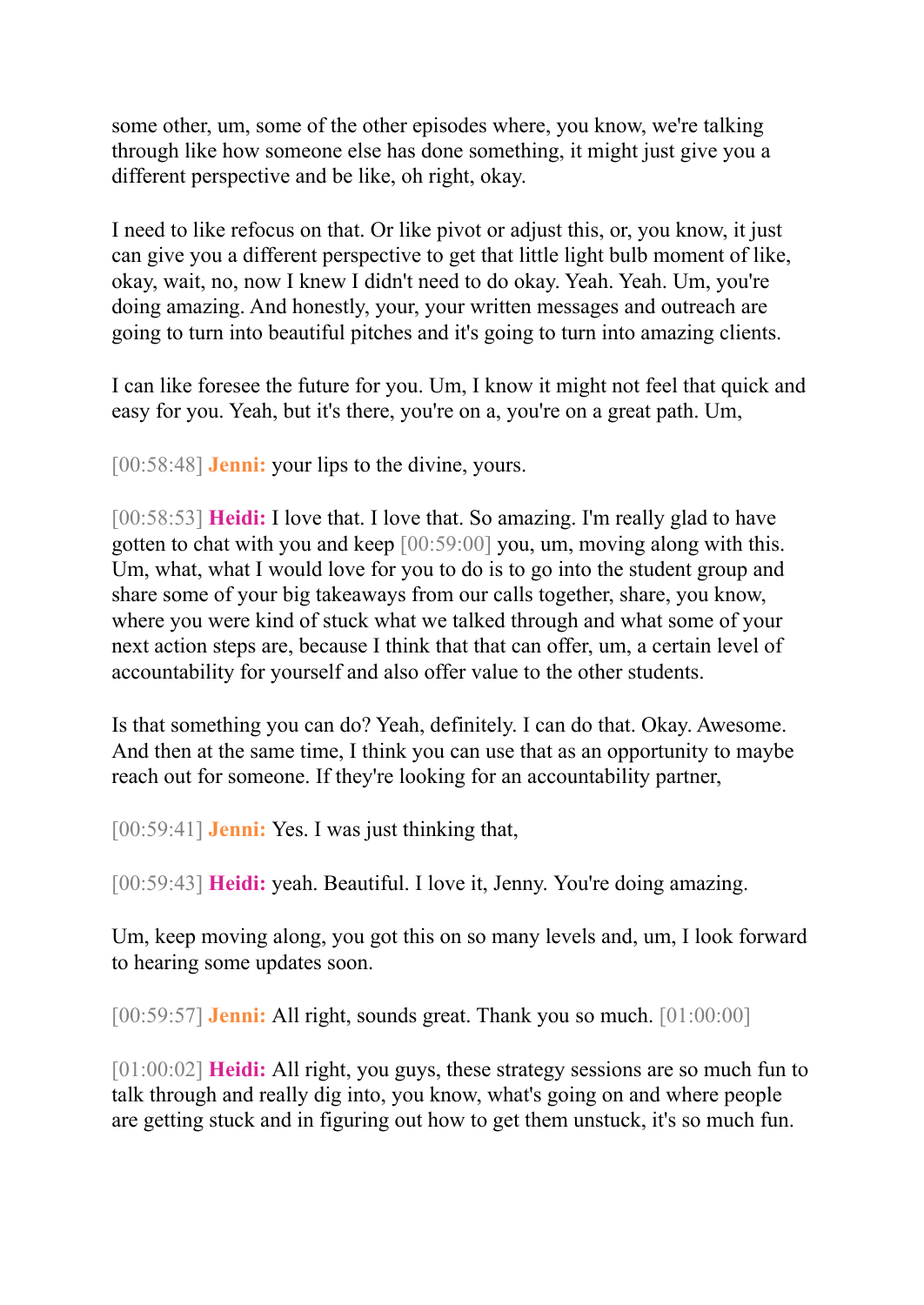some other, um, some of the other episodes where, you know, we're talking through like how someone else has done something, it might just give you a different perspective and be like, oh right, okay.

I need to like refocus on that. Or like pivot or adjust this, or, you know, it just can give you a different perspective to get that little light bulb moment of like, okay, wait, no, now I knew I didn't need to do okay. Yeah. Yeah. Um, you're doing amazing. And honestly, your, your written messages and outreach are going to turn into beautiful pitches and it's going to turn into amazing clients.

I can like foresee the future for you. Um, I know it might not feel that quick and easy for you. Yeah, but it's there, you're on a, you're on a great path. Um,

[00:58:48] **Jenni:** your lips to the divine, yours.

[00:58:53] **Heidi:** I love that. I love that. So amazing. I'm really glad to have gotten to chat with you and keep [00:59:00] you, um, moving along with this. Um, what, what I would love for you to do is to go into the student group and share some of your big takeaways from our calls together, share, you know, where you were kind of stuck what we talked through and what some of your next action steps are, because I think that that can offer, um, a certain level of accountability for yourself and also offer value to the other students.

Is that something you can do? Yeah, definitely. I can do that. Okay. Awesome. And then at the same time, I think you can use that as an opportunity to maybe reach out for someone. If they're looking for an accountability partner,

[00:59:41] **Jenni:** Yes. I was just thinking that,

[00:59:43] **Heidi:** yeah. Beautiful. I love it, Jenny. You're doing amazing.

Um, keep moving along, you got this on so many levels and, um, I look forward to hearing some updates soon.

[00:59:57] **Jenni:** All right, sounds great. Thank you so much. [01:00:00]

[01:00:02] **Heidi:** All right, you guys, these strategy sessions are so much fun to talk through and really dig into, you know, what's going on and where people are getting stuck and in figuring out how to get them unstuck, it's so much fun.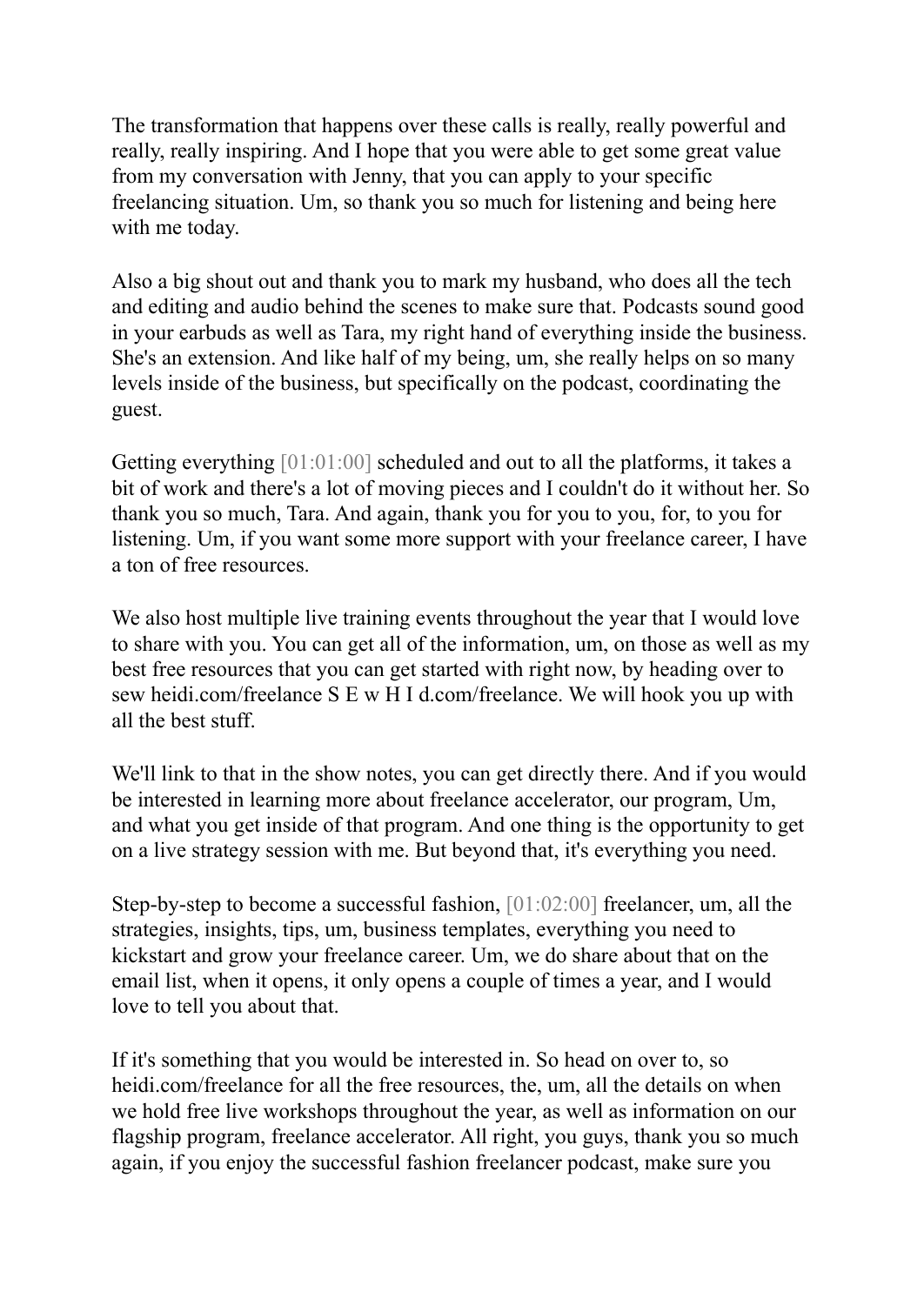The transformation that happens over these calls is really, really powerful and really, really inspiring. And I hope that you were able to get some great value from my conversation with Jenny, that you can apply to your specific freelancing situation. Um, so thank you so much for listening and being here with me today.

Also a big shout out and thank you to mark my husband, who does all the tech and editing and audio behind the scenes to make sure that. Podcasts sound good in your earbuds as well as Tara, my right hand of everything inside the business. She's an extension. And like half of my being, um, she really helps on so many levels inside of the business, but specifically on the podcast, coordinating the guest.

Getting everything [01:01:00] scheduled and out to all the platforms, it takes a bit of work and there's a lot of moving pieces and I couldn't do it without her. So thank you so much, Tara. And again, thank you for you to you, for, to you for listening. Um, if you want some more support with your freelance career, I have a ton of free resources.

We also host multiple live training events throughout the year that I would love to share with you. You can get all of the information, um, on those as well as my best free resources that you can get started with right now, by heading over to sew heidi.com/freelance S E w H I d.com/freelance. We will hook you up with all the best stuff.

We'll link to that in the show notes, you can get directly there. And if you would be interested in learning more about freelance accelerator, our program, Um, and what you get inside of that program. And one thing is the opportunity to get on a live strategy session with me. But beyond that, it's everything you need.

Step-by-step to become a successful fashion, [01:02:00] freelancer, um, all the strategies, insights, tips, um, business templates, everything you need to kickstart and grow your freelance career. Um, we do share about that on the email list, when it opens, it only opens a couple of times a year, and I would love to tell you about that.

If it's something that you would be interested in. So head on over to, so heidi.com/freelance for all the free resources, the, um, all the details on when we hold free live workshops throughout the year, as well as information on our flagship program, freelance accelerator. All right, you guys, thank you so much again, if you enjoy the successful fashion freelancer podcast, make sure you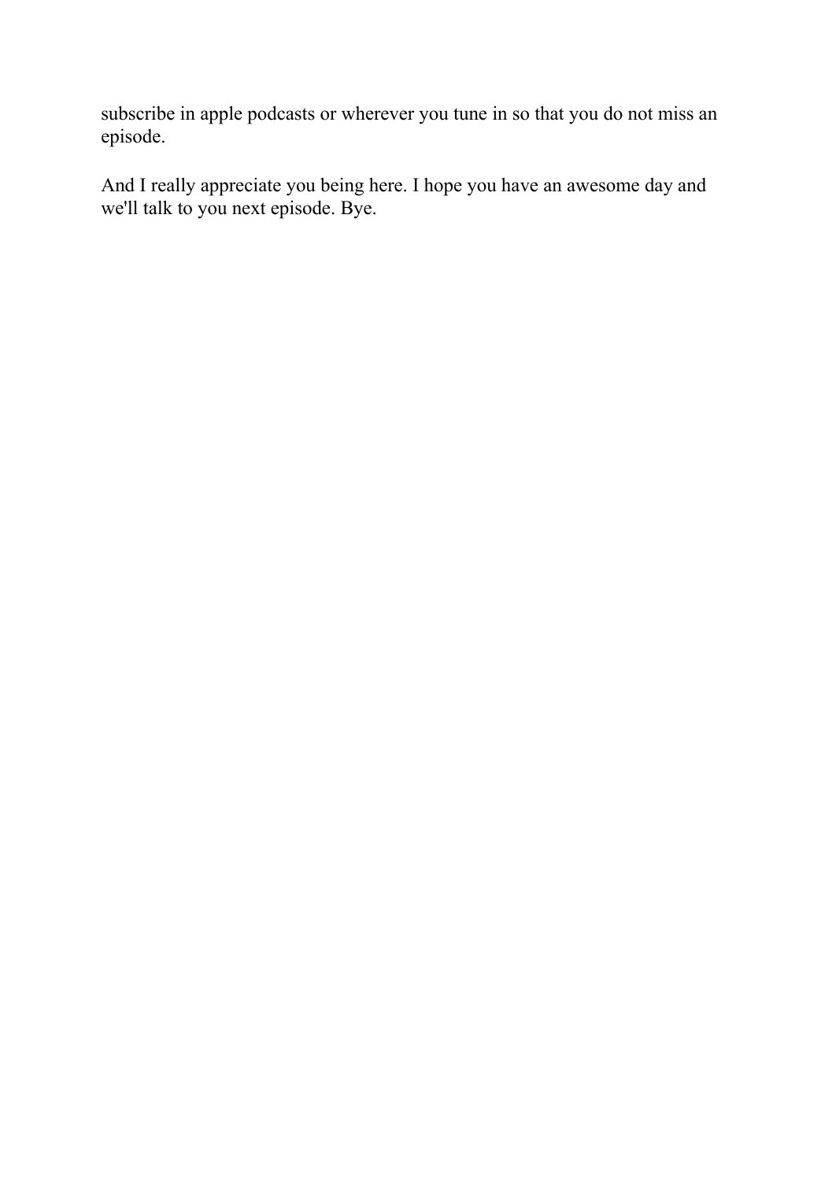subscribe in apple podcasts or wherever you tune in so that you do not miss an episode.

And I really appreciate you being here. I hope you have an awesome day and we'll talk to you next episode. Bye.